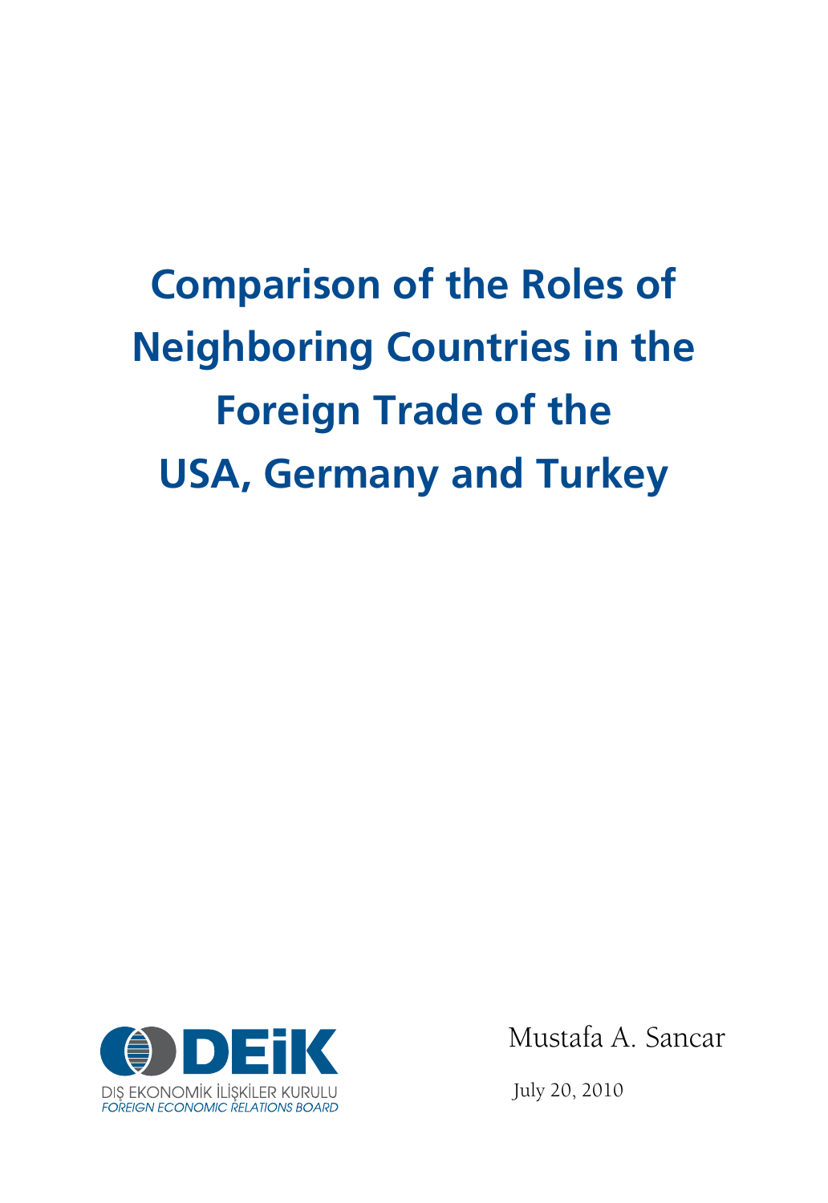# Comparison of the Roles of Neighboring Countries in the Foreign Trade of the USA, Germany and Turkey

DEİK

DIŞ EKONOMİK İLİŞKİLER KURULU
*FOREIGN ECONOMIC RELATIONS BOARD*

Mustafa A. Sancar

July 20, 2010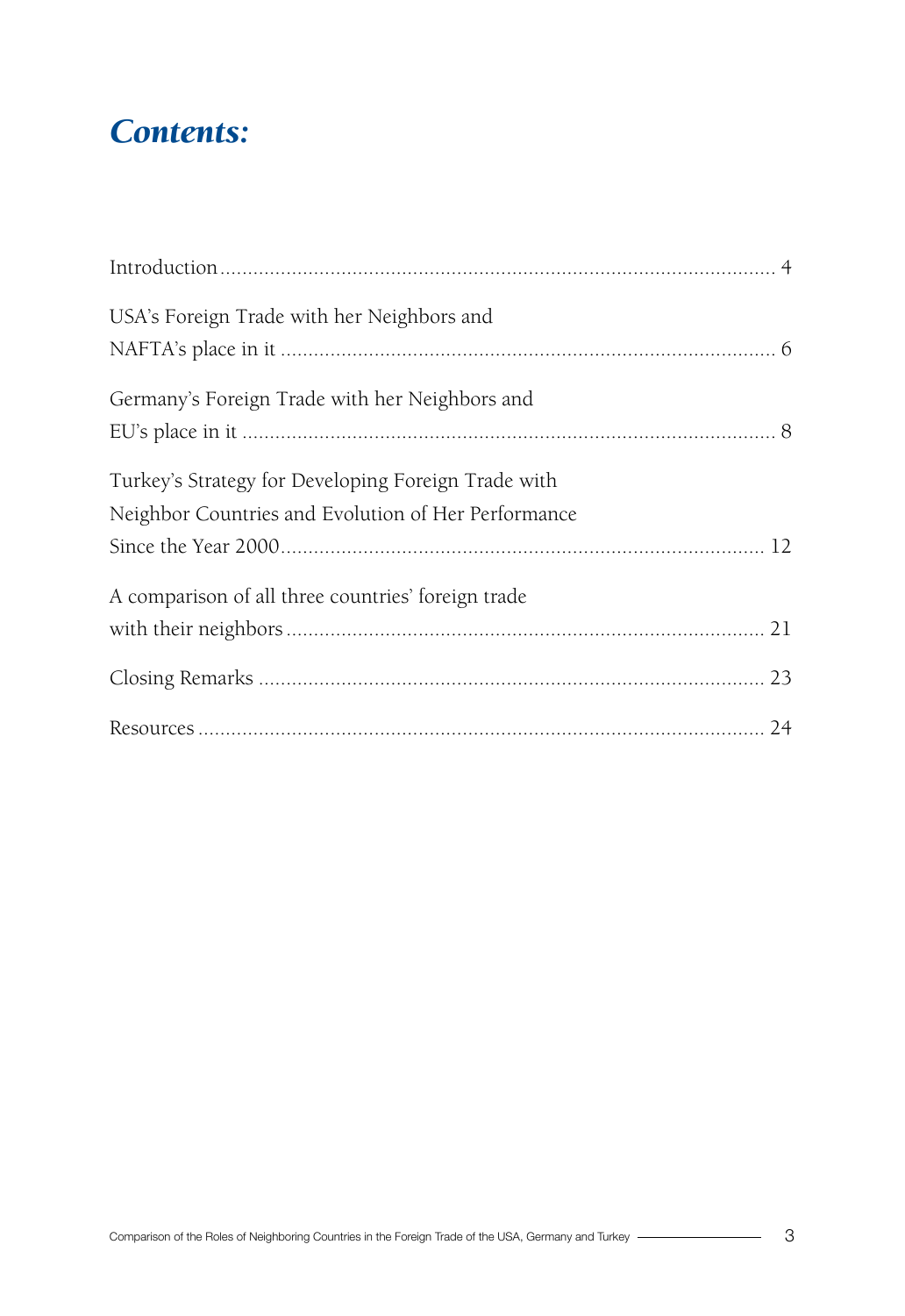# *Contents:*

Introduction .......... 4

USA's Foreign Trade with her Neighbors and NAFTA's place in it .......... 6

Germany's Foreign Trade with her Neighbors and EU's place in it .......... 8

Turkey's Strategy for Developing Foreign Trade with Neighbor Countries and Evolution of Her Performance Since the Year 2000 .......... 12

A comparison of all three countries' foreign trade with their neighbors .......... 21

Closing Remarks .......... 23

Resources .......... 24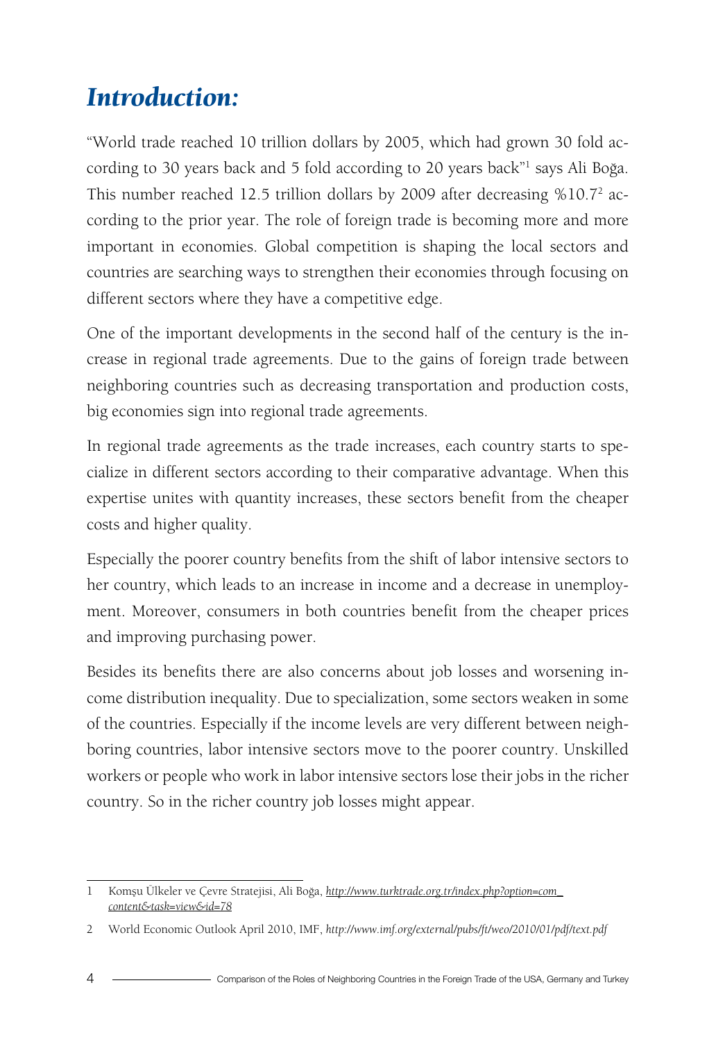# *Introduction:*

"World trade reached 10 trillion dollars by 2005, which had grown 30 fold according to 30 years back and 5 fold according to 20 years back"[1] says Ali Boğa. This number reached 12.5 trillion dollars by 2009 after decreasing %10.7[2] according to the prior year. The role of foreign trade is becoming more and more important in economies. Global competition is shaping the local sectors and countries are searching ways to strengthen their economies through focusing on different sectors where they have a competitive edge.

One of the important developments in the second half of the century is the increase in regional trade agreements. Due to the gains of foreign trade between neighboring countries such as decreasing transportation and production costs, big economies sign into regional trade agreements.

In regional trade agreements as the trade increases, each country starts to specialize in different sectors according to their comparative advantage. When this expertise unites with quantity increases, these sectors benefit from the cheaper costs and higher quality.

Especially the poorer country benefits from the shift of labor intensive sectors to her country, which leads to an increase in income and a decrease in unemployment. Moreover, consumers in both countries benefit from the cheaper prices and improving purchasing power.

Besides its benefits there are also concerns about job losses and worsening income distribution inequality. Due to specialization, some sectors weaken in some of the countries. Especially if the income levels are very different between neighboring countries, labor intensive sectors move to the poorer country. Unskilled workers or people who work in labor intensive sectors lose their jobs in the richer country. So in the richer country job losses might appear.

---

1 Komşu Ülkeler ve Çevre Stratejisi, Ali Boğa, *http://www.turktrade.org.tr/index.php?option=com_content&task=view&id=78*

2 World Economic Outlook April 2010, IMF, *http://www.imf.org/external/pubs/ft/weo/2010/01/pdf/text.pdf*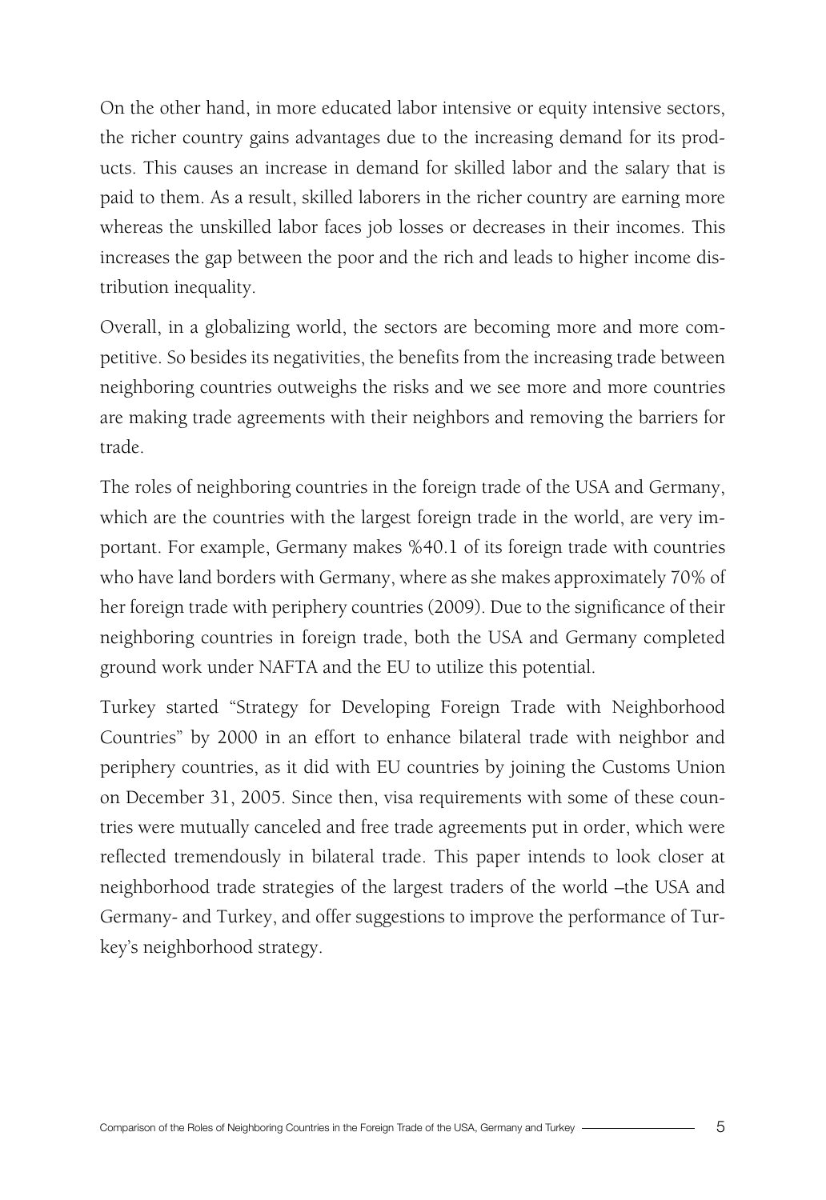On the other hand, in more educated labor intensive or equity intensive sectors, the richer country gains advantages due to the increasing demand for its products. This causes an increase in demand for skilled labor and the salary that is paid to them. As a result, skilled laborers in the richer country are earning more whereas the unskilled labor faces job losses or decreases in their incomes. This increases the gap between the poor and the rich and leads to higher income distribution inequality.

Overall, in a globalizing world, the sectors are becoming more and more competitive. So besides its negativities, the benefits from the increasing trade between neighboring countries outweighs the risks and we see more and more countries are making trade agreements with their neighbors and removing the barriers for trade.

The roles of neighboring countries in the foreign trade of the USA and Germany, which are the countries with the largest foreign trade in the world, are very important. For example, Germany makes %40.1 of its foreign trade with countries who have land borders with Germany, where as she makes approximately 70% of her foreign trade with periphery countries (2009). Due to the significance of their neighboring countries in foreign trade, both the USA and Germany completed ground work under NAFTA and the EU to utilize this potential.

Turkey started "Strategy for Developing Foreign Trade with Neighborhood Countries" by 2000 in an effort to enhance bilateral trade with neighbor and periphery countries, as it did with EU countries by joining the Customs Union on December 31, 2005. Since then, visa requirements with some of these countries were mutually canceled and free trade agreements put in order, which were reflected tremendously in bilateral trade. This paper intends to look closer at neighborhood trade strategies of the largest traders of the world –the USA and Germany- and Turkey, and offer suggestions to improve the performance of Turkey's neighborhood strategy.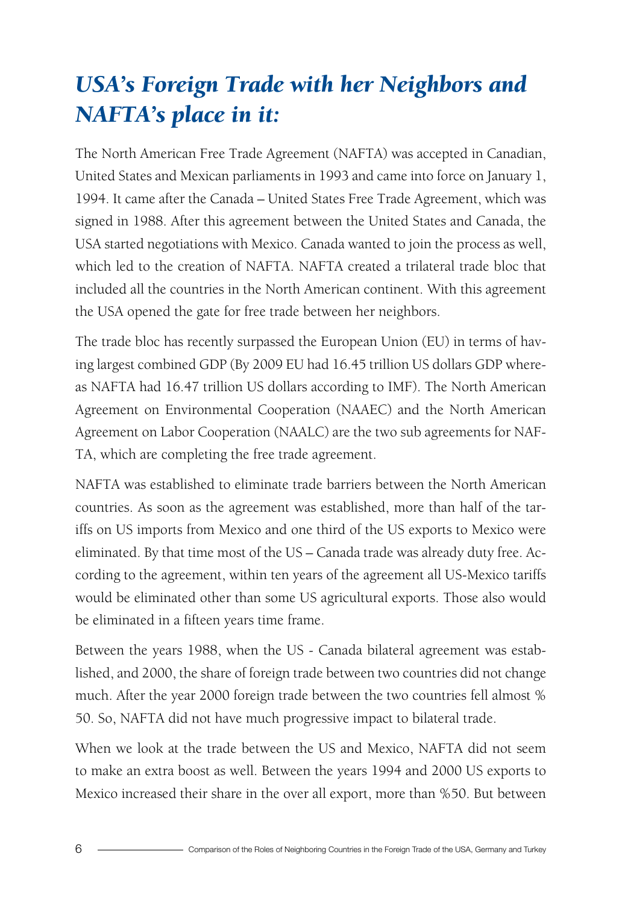## *USA's Foreign Trade with her Neighbors and NAFTA's place in it:*

The North American Free Trade Agreement (NAFTA) was accepted in Canadian, United States and Mexican parliaments in 1993 and came into force on January 1, 1994. It came after the Canada – United States Free Trade Agreement, which was signed in 1988. After this agreement between the United States and Canada, the USA started negotiations with Mexico. Canada wanted to join the process as well, which led to the creation of NAFTA. NAFTA created a trilateral trade bloc that included all the countries in the North American continent. With this agreement the USA opened the gate for free trade between her neighbors.

The trade bloc has recently surpassed the European Union (EU) in terms of having largest combined GDP (By 2009 EU had 16.45 trillion US dollars GDP whereas NAFTA had 16.47 trillion US dollars according to IMF). The North American Agreement on Environmental Cooperation (NAAEC) and the North American Agreement on Labor Cooperation (NAALC) are the two sub agreements for NAFTA, which are completing the free trade agreement.

NAFTA was established to eliminate trade barriers between the North American countries. As soon as the agreement was established, more than half of the tariffs on US imports from Mexico and one third of the US exports to Mexico were eliminated. By that time most of the US – Canada trade was already duty free. According to the agreement, within ten years of the agreement all US-Mexico tariffs would be eliminated other than some US agricultural exports. Those also would be eliminated in a fifteen years time frame.

Between the years 1988, when the US - Canada bilateral agreement was established, and 2000, the share of foreign trade between two countries did not change much. After the year 2000 foreign trade between the two countries fell almost % 50. So, NAFTA did not have much progressive impact to bilateral trade.

When we look at the trade between the US and Mexico, NAFTA did not seem to make an extra boost as well. Between the years 1994 and 2000 US exports to Mexico increased their share in the over all export, more than %50. But between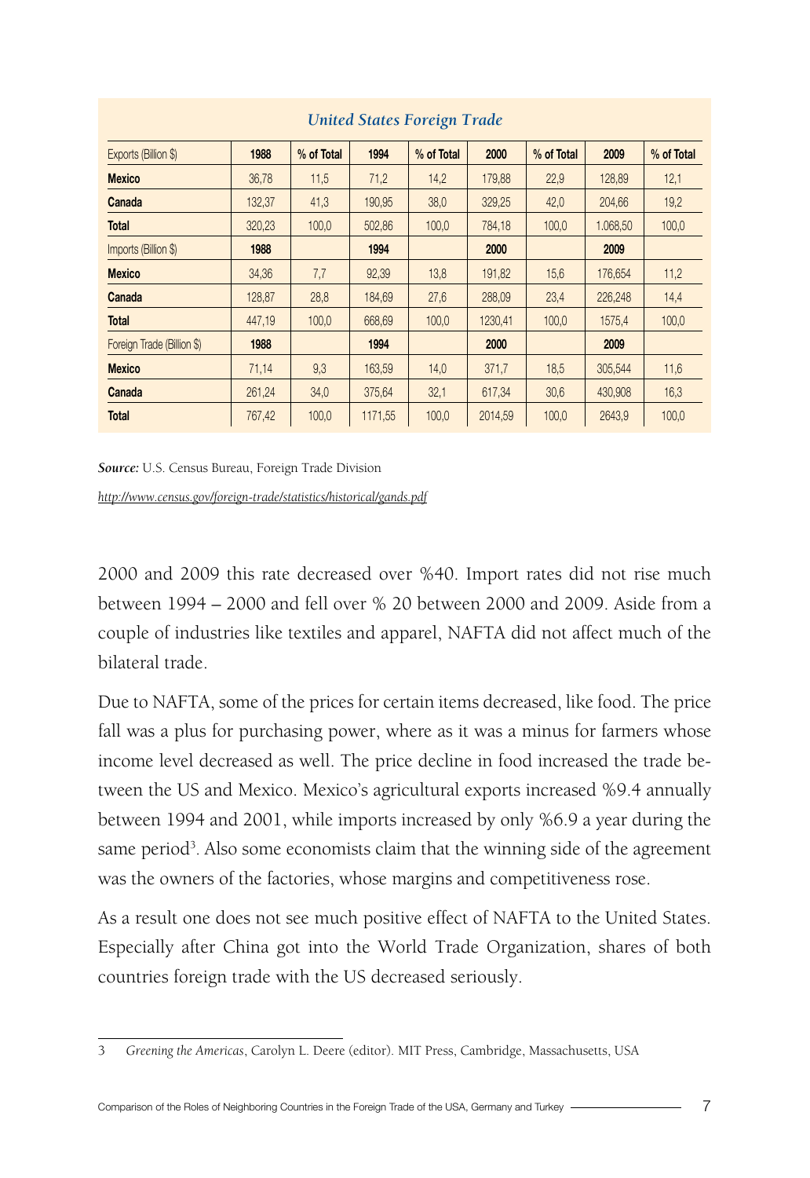*United States Foreign Trade*

| Exports (Billion $) | 1988 | % of Total | 1994 | % of Total | 2000 | % of Total | 2009 | % of Total |
|---|---|---|---|---|---|---|---|---|
| **Mexico** | 36,78 | 11,5 | 71,2 | 14,2 | 179,88 | 22,9 | 128,89 | 12,1 |
| **Canada** | 132,37 | 41,3 | 190,95 | 38,0 | 329,25 | 42,0 | 204,66 | 19,2 |
| **Total** | 320,23 | 100,0 | 502,86 | 100,0 | 784,18 | 100,0 | 1.068,50 | 100,0 |
| Imports (Billion $) | **1988** | | **1994** | | **2000** | | **2009** | |
| **Mexico** | 34,36 | 7,7 | 92,39 | 13,8 | 191,82 | 15,6 | 176,654 | 11,2 |
| **Canada** | 128,87 | 28,8 | 184,69 | 27,6 | 288,09 | 23,4 | 226,248 | 14,4 |
| **Total** | 447,19 | 100,0 | 668,69 | 100,0 | 1230,41 | 100,0 | 1575,4 | 100,0 |
| Foreign Trade (Billion $) | **1988** | | **1994** | | **2000** | | **2009** | |
| **Mexico** | 71,14 | 9,3 | 163,59 | 14,0 | 371,7 | 18,5 | 305,544 | 11,6 |
| **Canada** | 261,24 | 34,0 | 375,64 | 32,1 | 617,34 | 30,6 | 430,908 | 16,3 |
| **Total** | 767,42 | 100,0 | 1171,55 | 100,0 | 2014,59 | 100,0 | 2643,9 | 100,0 |

***Source:*** U.S. Census Bureau, Foreign Trade Division

*http://www.census.gov/foreign-trade/statistics/historical/gands.pdf*

2000 and 2009 this rate decreased over %40. Import rates did not rise much between 1994 – 2000 and fell over % 20 between 2000 and 2009. Aside from a couple of industries like textiles and apparel, NAFTA did not affect much of the bilateral trade.

Due to NAFTA, some of the prices for certain items decreased, like food. The price fall was a plus for purchasing power, where as it was a minus for farmers whose income level decreased as well. The price decline in food increased the trade between the US and Mexico. Mexico's agricultural exports increased %9.4 annually between 1994 and 2001, while imports increased by only %6.9 a year during the same period[3]. Also some economists claim that the winning side of the agreement was the owners of the factories, whose margins and competitiveness rose.

As a result one does not see much positive effect of NAFTA to the United States. Especially after China got into the World Trade Organization, shares of both countries foreign trade with the US decreased seriously.

3 *Greening the Americas*, Carolyn L. Deere (editor). MIT Press, Cambridge, Massachusetts, USA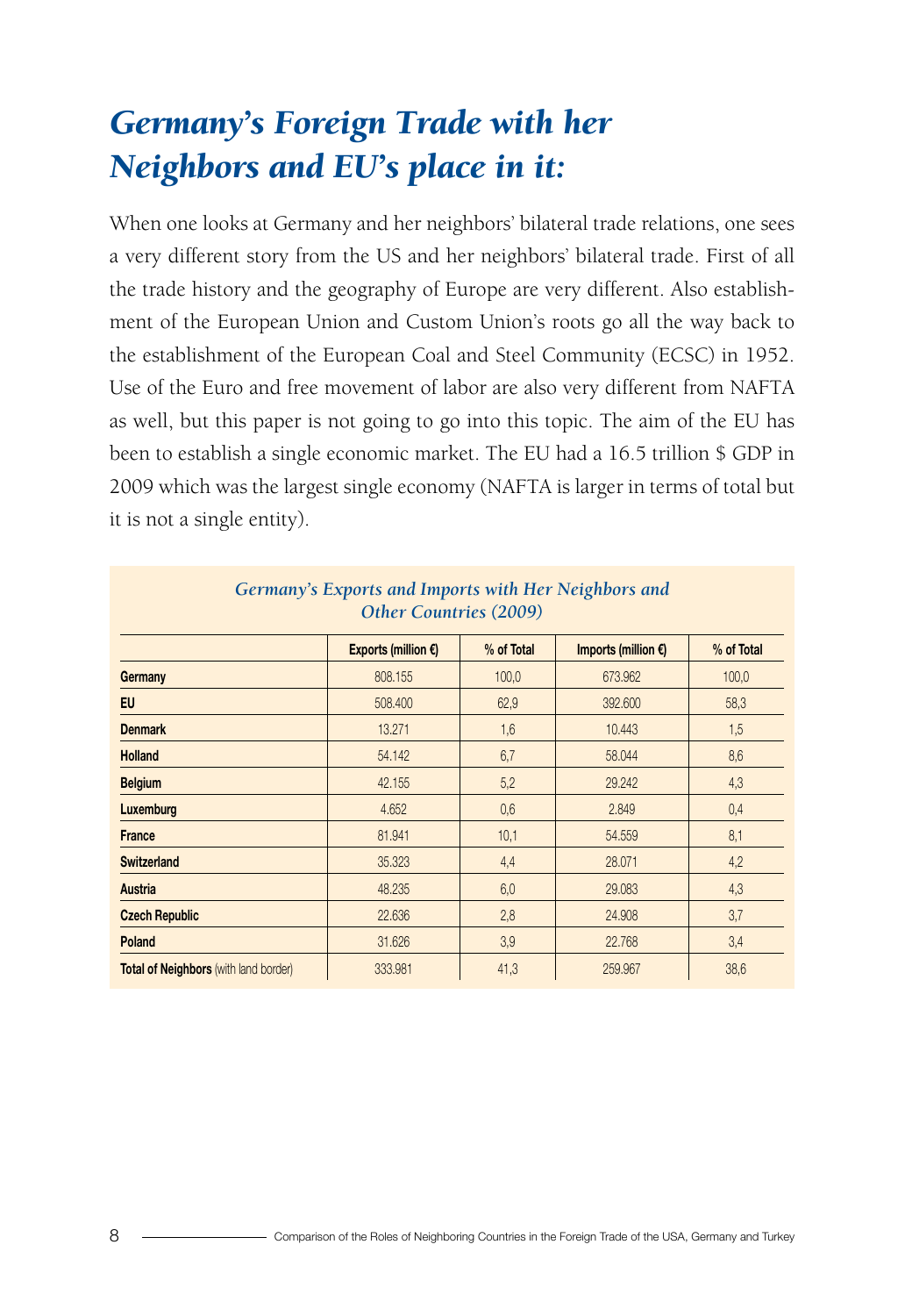# Germany's Foreign Trade with her Neighbors and EU's place in it:

When one looks at Germany and her neighbors' bilateral trade relations, one sees a very different story from the US and her neighbors' bilateral trade. First of all the trade history and the geography of Europe are very different. Also establishment of the European Union and Custom Union's roots go all the way back to the establishment of the European Coal and Steel Community (ECSC) in 1952. Use of the Euro and free movement of labor are also very different from NAFTA as well, but this paper is not going to go into this topic. The aim of the EU has been to establish a single economic market. The EU had a 16.5 trillion $ GDP in 2009 which was the largest single economy (NAFTA is larger in terms of total but it is not a single entity).

*Germany's Exports and Imports with Her Neighbors and Other Countries (2009)*

| | Exports (million €) | % of Total | Imports (million €) | % of Total |
|---|---|---|---|---|
| **Germany** | 808.155 | 100,0 | 673.962 | 100,0 |
| **EU** | 508.400 | 62,9 | 392.600 | 58,3 |
| **Denmark** | 13.271 | 1,6 | 10.443 | 1,5 |
| **Holland** | 54.142 | 6,7 | 58.044 | 8,6 |
| **Belgium** | 42.155 | 5,2 | 29.242 | 4,3 |
| **Luxemburg** | 4.652 | 0,6 | 2.849 | 0,4 |
| **France** | 81.941 | 10,1 | 54.559 | 8,1 |
| **Switzerland** | 35.323 | 4,4 | 28.071 | 4,2 |
| **Austria** | 48.235 | 6,0 | 29.083 | 4,3 |
| **Czech Republic** | 22.636 | 2,8 | 24.908 | 3,7 |
| **Poland** | 31.626 | 3,9 | 22.768 | 3,4 |
| **Total of Neighbors** (with land border) | 333.981 | 41,3 | 259.967 | 38,6 |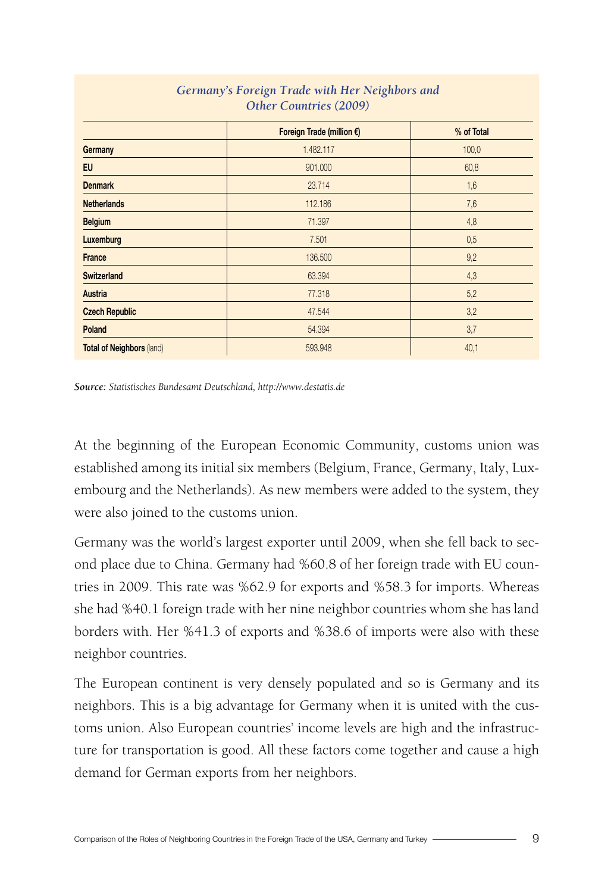*Germany's Foreign Trade with Her Neighbors and Other Countries (2009)*

| | Foreign Trade (million €) | % of Total |
|---|---|---|
| **Germany** | 1.482.117 | 100,0 |
| **EU** | 901.000 | 60,8 |
| **Denmark** | 23.714 | 1,6 |
| **Netherlands** | 112.186 | 7,6 |
| **Belgium** | 71.397 | 4,8 |
| **Luxemburg** | 7.501 | 0,5 |
| **France** | 136.500 | 9,2 |
| **Switzerland** | 63.394 | 4,3 |
| **Austria** | 77.318 | 5,2 |
| **Czech Republic** | 47.544 | 3,2 |
| **Poland** | 54.394 | 3,7 |
| **Total of Neighbors** (land) | 593.948 | 40,1 |

***Source:*** *Statistisches Bundesamt Deutschland, http://www.destatis.de*

At the beginning of the European Economic Community, customs union was established among its initial six members (Belgium, France, Germany, Italy, Luxembourg and the Netherlands). As new members were added to the system, they were also joined to the customs union.

Germany was the world's largest exporter until 2009, when she fell back to second place due to China. Germany had %60.8 of her foreign trade with EU countries in 2009. This rate was %62.9 for exports and %58.3 for imports. Whereas she had %40.1 foreign trade with her nine neighbor countries whom she has land borders with. Her %41.3 of exports and %38.6 of imports were also with these neighbor countries.

The European continent is very densely populated and so is Germany and its neighbors. This is a big advantage for Germany when it is united with the customs union. Also European countries' income levels are high and the infrastructure for transportation is good. All these factors come together and cause a high demand for German exports from her neighbors.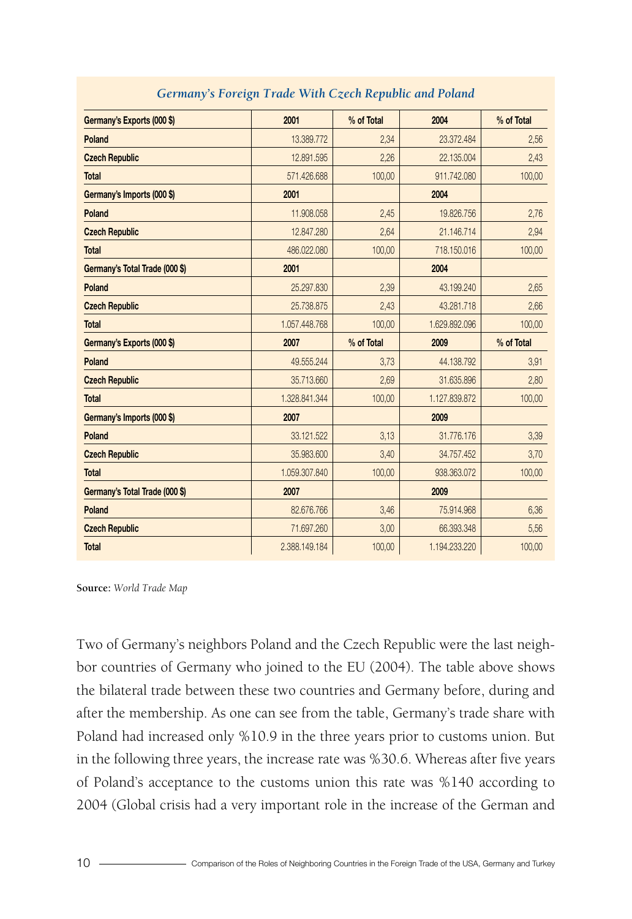*Germany's Foreign Trade With Czech Republic and Poland*

| Germany's Exports (000 $) | 2001 | % of Total | 2004 | % of Total |
|---|---|---|---|---|
| Poland | 13.389.772 | 2,34 | 23.372.484 | 2,56 |
| Czech Republic | 12.891.595 | 2,26 | 22.135.004 | 2,43 |
| Total | 571.426.688 | 100,00 | 911.742.080 | 100,00 |
| **Germany's Imports (000 $)** | **2001** | | **2004** | |
| Poland | 11.908.058 | 2,45 | 19.826.756 | 2,76 |
| Czech Republic | 12.847.280 | 2,64 | 21.146.714 | 2,94 |
| Total | 486.022.080 | 100,00 | 718.150.016 | 100,00 |
| **Germany's Total Trade (000 $)** | **2001** | | **2004** | |
| Poland | 25.297.830 | 2,39 | 43.199.240 | 2,65 |
| Czech Republic | 25.738.875 | 2,43 | 43.281.718 | 2,66 |
| Total | 1.057.448.768 | 100,00 | 1.629.892.096 | 100,00 |
| **Germany's Exports (000 $)** | **2007** | **% of Total** | **2009** | **% of Total** |
| Poland | 49.555.244 | 3,73 | 44.138.792 | 3,91 |
| Czech Republic | 35.713.660 | 2,69 | 31.635.896 | 2,80 |
| Total | 1.328.841.344 | 100,00 | 1.127.839.872 | 100,00 |
| **Germany's Imports (000 $)** | **2007** | | **2009** | |
| Poland | 33.121.522 | 3,13 | 31.776.176 | 3,39 |
| Czech Republic | 35.983.600 | 3,40 | 34.757.452 | 3,70 |
| Total | 1.059.307.840 | 100,00 | 938.363.072 | 100,00 |
| **Germany's Total Trade (000 $)** | **2007** | | **2009** | |
| Poland | 82.676.766 | 3,46 | 75.914.968 | 6,36 |
| Czech Republic | 71.697.260 | 3,00 | 66.393.348 | 5,56 |
| Total | 2.388.149.184 | 100,00 | 1.194.233.220 | 100,00 |

**Source:** *World Trade Map*

Two of Germany's neighbors Poland and the Czech Republic were the last neighbor countries of Germany who joined to the EU (2004). The table above shows the bilateral trade between these two countries and Germany before, during and after the membership. As one can see from the table, Germany's trade share with Poland had increased only %10.9 in the three years prior to customs union. But in the following three years, the increase rate was %30.6. Whereas after five years of Poland's acceptance to the customs union this rate was %140 according to 2004 (Global crisis had a very important role in the increase of the German and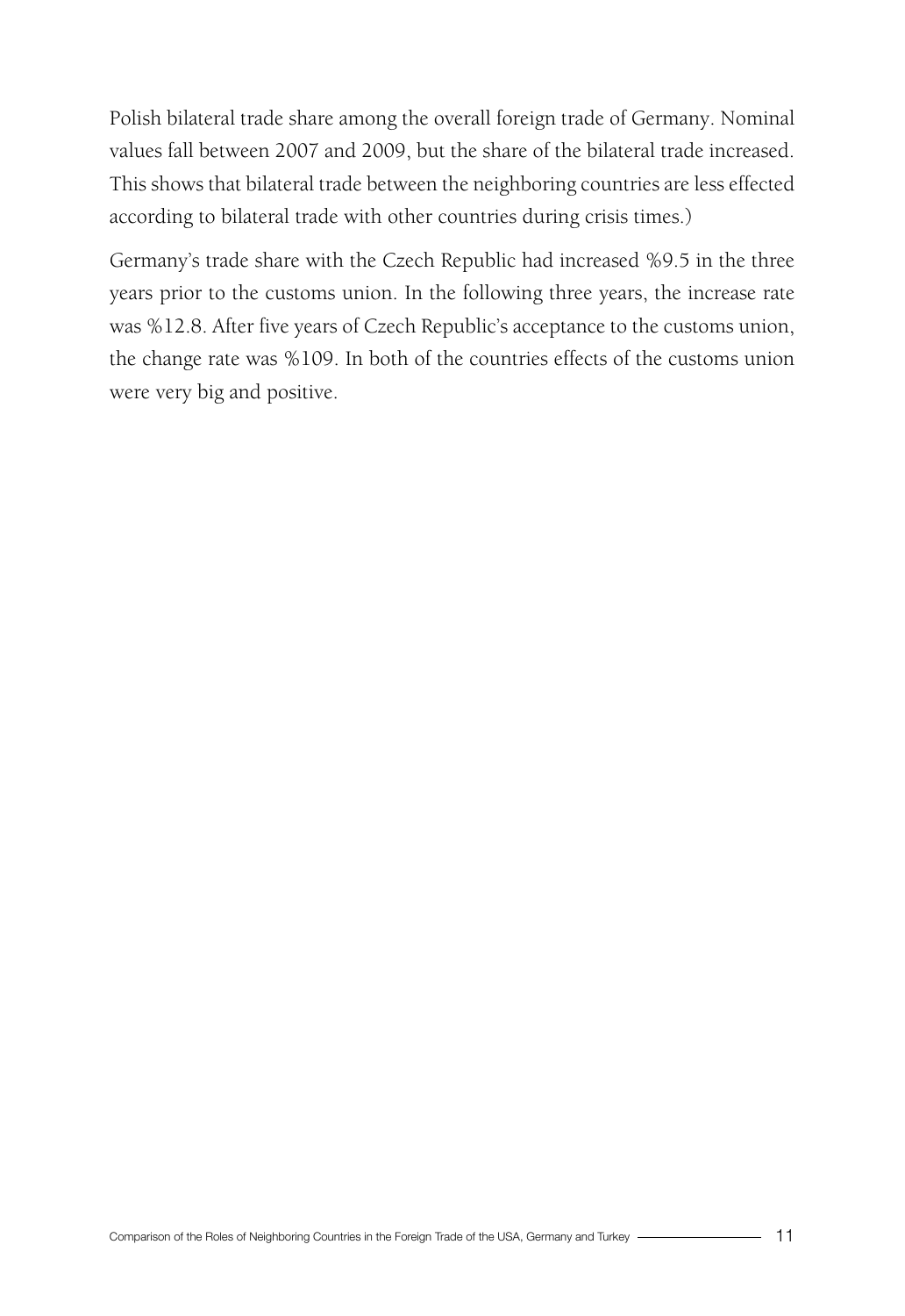Polish bilateral trade share among the overall foreign trade of Germany. Nominal values fall between 2007 and 2009, but the share of the bilateral trade increased. This shows that bilateral trade between the neighboring countries are less effected according to bilateral trade with other countries during crisis times.)

Germany's trade share with the Czech Republic had increased %9.5 in the three years prior to the customs union. In the following three years, the increase rate was %12.8. After five years of Czech Republic's acceptance to the customs union, the change rate was %109. In both of the countries effects of the customs union were very big and positive.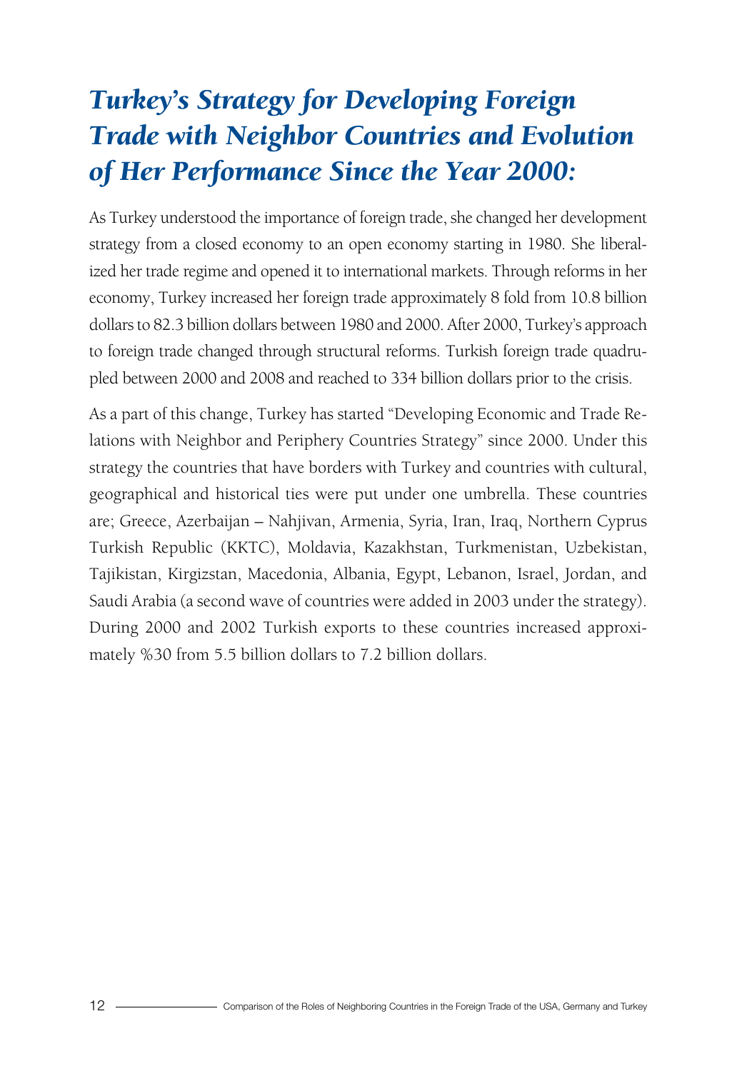# *Turkey's Strategy for Developing Foreign Trade with Neighbor Countries and Evolution of Her Performance Since the Year 2000:*

As Turkey understood the importance of foreign trade, she changed her development strategy from a closed economy to an open economy starting in 1980. She liberalized her trade regime and opened it to international markets. Through reforms in her economy, Turkey increased her foreign trade approximately 8 fold from 10.8 billion dollars to 82.3 billion dollars between 1980 and 2000. After 2000, Turkey's approach to foreign trade changed through structural reforms. Turkish foreign trade quadrupled between 2000 and 2008 and reached to 334 billion dollars prior to the crisis.

As a part of this change, Turkey has started "Developing Economic and Trade Relations with Neighbor and Periphery Countries Strategy" since 2000. Under this strategy the countries that have borders with Turkey and countries with cultural, geographical and historical ties were put under one umbrella. These countries are; Greece, Azerbaijan – Nahjivan, Armenia, Syria, Iran, Iraq, Northern Cyprus Turkish Republic (KKTC), Moldavia, Kazakhstan, Turkmenistan, Uzbekistan, Tajikistan, Kirgizstan, Macedonia, Albania, Egypt, Lebanon, Israel, Jordan, and Saudi Arabia (a second wave of countries were added in 2003 under the strategy). During 2000 and 2002 Turkish exports to these countries increased approximately %30 from 5.5 billion dollars to 7.2 billion dollars.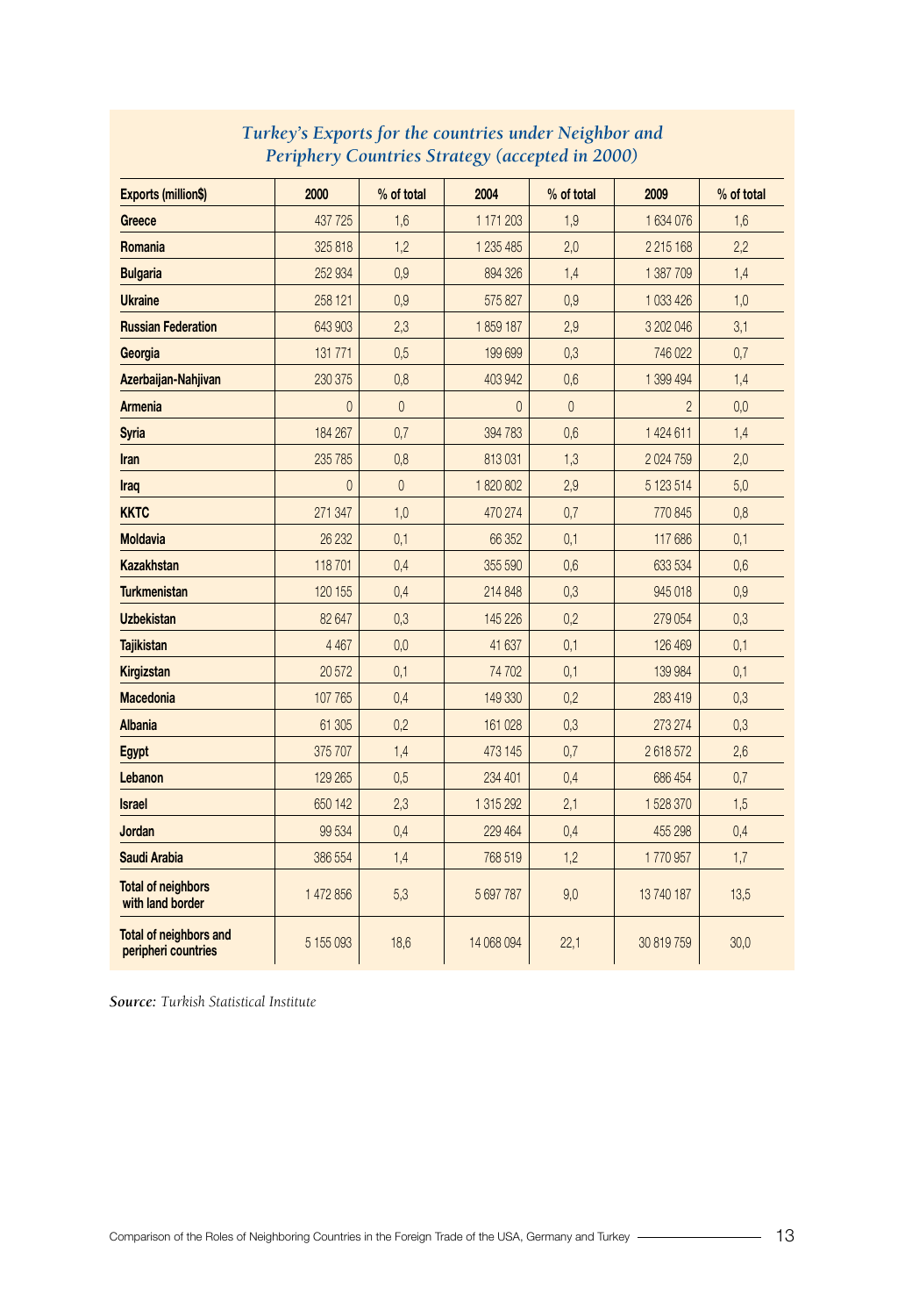*Turkey's Exports for the countries under Neighbor and Periphery Countries Strategy (accepted in 2000)*

| Exports (million$) | 2000 | % of total | 2004 | % of total | 2009 | % of total |
|---|---|---|---|---|---|---|
| **Greece** | 437 725 | 1,6 | 1 171 203 | 1,9 | 1 634 076 | 1,6 |
| **Romania** | 325 818 | 1,2 | 1 235 485 | 2,0 | 2 215 168 | 2,2 |
| **Bulgaria** | 252 934 | 0,9 | 894 326 | 1,4 | 1 387 709 | 1,4 |
| **Ukraine** | 258 121 | 0,9 | 575 827 | 0,9 | 1 033 426 | 1,0 |
| **Russian Federation** | 643 903 | 2,3 | 1 859 187 | 2,9 | 3 202 046 | 3,1 |
| **Georgia** | 131 771 | 0,5 | 199 699 | 0,3 | 746 022 | 0,7 |
| **Azerbaijan-Nahjivan** | 230 375 | 0,8 | 403 942 | 0,6 | 1 399 494 | 1,4 |
| **Armenia** | 0 | 0 | 0 | 0 | 2 | 0,0 |
| **Syria** | 184 267 | 0,7 | 394 783 | 0,6 | 1 424 611 | 1,4 |
| **Iran** | 235 785 | 0,8 | 813 031 | 1,3 | 2 024 759 | 2,0 |
| **Iraq** | 0 | 0 | 1 820 802 | 2,9 | 5 123 514 | 5,0 |
| **KKTC** | 271 347 | 1,0 | 470 274 | 0,7 | 770 845 | 0,8 |
| **Moldavia** | 26 232 | 0,1 | 66 352 | 0,1 | 117 686 | 0,1 |
| **Kazakhstan** | 118 701 | 0,4 | 355 590 | 0,6 | 633 534 | 0,6 |
| **Turkmenistan** | 120 155 | 0,4 | 214 848 | 0,3 | 945 018 | 0,9 |
| **Uzbekistan** | 82 647 | 0,3 | 145 226 | 0,2 | 279 054 | 0,3 |
| **Tajikistan** | 4 467 | 0,0 | 41 637 | 0,1 | 126 469 | 0,1 |
| **Kirgizstan** | 20 572 | 0,1 | 74 702 | 0,1 | 139 984 | 0,1 |
| **Macedonia** | 107 765 | 0,4 | 149 330 | 0,2 | 283 419 | 0,3 |
| **Albania** | 61 305 | 0,2 | 161 028 | 0,3 | 273 274 | 0,3 |
| **Egypt** | 375 707 | 1,4 | 473 145 | 0,7 | 2 618 572 | 2,6 |
| **Lebanon** | 129 265 | 0,5 | 234 401 | 0,4 | 686 454 | 0,7 |
| **Israel** | 650 142 | 2,3 | 1 315 292 | 2,1 | 1 528 370 | 1,5 |
| **Jordan** | 99 534 | 0,4 | 229 464 | 0,4 | 455 298 | 0,4 |
| **Saudi Arabia** | 386 554 | 1,4 | 768 519 | 1,2 | 1 770 957 | 1,7 |
| **Total of neighbors with land border** | 1 472 856 | 5,3 | 5 697 787 | 9,0 | 13 740 187 | 13,5 |
| **Total of neighbors and peripheri countries** | 5 155 093 | 18,6 | 14 068 094 | 22,1 | 30 819 759 | 30,0 |

***Source:*** *Turkish Statistical Institute*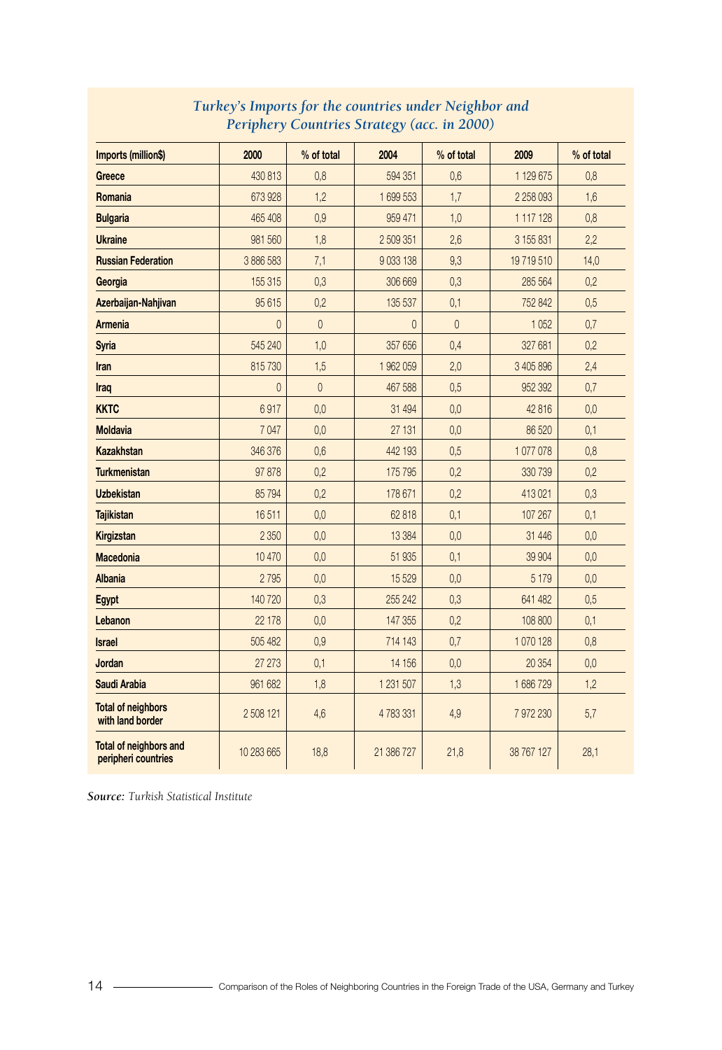*Turkey's Imports for the countries under Neighbor and Periphery Countries Strategy (acc. in 2000)*

| Imports (million$) | 2000 | % of total | 2004 | % of total | 2009 | % of total |
|---|---|---|---|---|---|---|
| Greece | 430 813 | 0,8 | 594 351 | 0,6 | 1 129 675 | 0,8 |
| Romania | 673 928 | 1,2 | 1 699 553 | 1,7 | 2 258 093 | 1,6 |
| Bulgaria | 465 408 | 0,9 | 959 471 | 1,0 | 1 117 128 | 0,8 |
| Ukraine | 981 560 | 1,8 | 2 509 351 | 2,6 | 3 155 831 | 2,2 |
| Russian Federation | 3 886 583 | 7,1 | 9 033 138 | 9,3 | 19 719 510 | 14,0 |
| Georgia | 155 315 | 0,3 | 306 669 | 0,3 | 285 564 | 0,2 |
| Azerbaijan-Nahjivan | 95 615 | 0,2 | 135 537 | 0,1 | 752 842 | 0,5 |
| Armenia | 0 | 0 | 0 | 0 | 1 052 | 0,7 |
| Syria | 545 240 | 1,0 | 357 656 | 0,4 | 327 681 | 0,2 |
| Iran | 815 730 | 1,5 | 1 962 059 | 2,0 | 3 405 896 | 2,4 |
| Iraq | 0 | 0 | 467 588 | 0,5 | 952 392 | 0,7 |
| KKTC | 6 917 | 0,0 | 31 494 | 0,0 | 42 816 | 0,0 |
| Moldavia | 7 047 | 0,0 | 27 131 | 0,0 | 86 520 | 0,1 |
| Kazakhstan | 346 376 | 0,6 | 442 193 | 0,5 | 1 077 078 | 0,8 |
| Turkmenistan | 97 878 | 0,2 | 175 795 | 0,2 | 330 739 | 0,2 |
| Uzbekistan | 85 794 | 0,2 | 178 671 | 0,2 | 413 021 | 0,3 |
| Tajikistan | 16 511 | 0,0 | 62 818 | 0,1 | 107 267 | 0,1 |
| Kirgizstan | 2 350 | 0,0 | 13 384 | 0,0 | 31 446 | 0,0 |
| Macedonia | 10 470 | 0,0 | 51 935 | 0,1 | 39 904 | 0,0 |
| Albania | 2 795 | 0,0 | 15 529 | 0,0 | 5 179 | 0,0 |
| Egypt | 140 720 | 0,3 | 255 242 | 0,3 | 641 482 | 0,5 |
| Lebanon | 22 178 | 0,0 | 147 355 | 0,2 | 108 800 | 0,1 |
| Israel | 505 482 | 0,9 | 714 143 | 0,7 | 1 070 128 | 0,8 |
| Jordan | 27 273 | 0,1 | 14 156 | 0,0 | 20 354 | 0,0 |
| Saudi Arabia | 961 682 | 1,8 | 1 231 507 | 1,3 | 1 686 729 | 1,2 |
| Total of neighbors with land border | 2 508 121 | 4,6 | 4 783 331 | 4,9 | 7 972 230 | 5,7 |
| Total of neighbors and peripheri countries | 10 283 665 | 18,8 | 21 386 727 | 21,8 | 38 767 127 | 28,1 |

***Source:*** *Turkish Statistical Institute*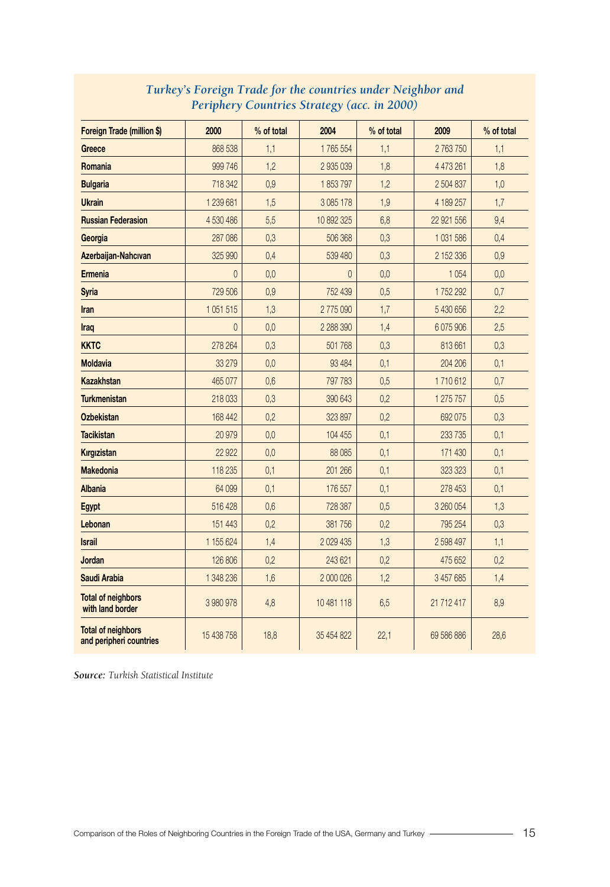*Turkey's Foreign Trade for the countries under Neighbor and Periphery Countries Strategy (acc. in 2000)*

| Foreign Trade (million $) | 2000 | % of total | 2004 | % of total | 2009 | % of total |
|---|---|---|---|---|---|---|
| Greece | 868 538 | 1,1 | 1 765 554 | 1,1 | 2 763 750 | 1,1 |
| Romania | 999 746 | 1,2 | 2 935 039 | 1,8 | 4 473 261 | 1,8 |
| Bulgaria | 718 342 | 0,9 | 1 853 797 | 1,2 | 2 504 837 | 1,0 |
| Ukrain | 1 239 681 | 1,5 | 3 085 178 | 1,9 | 4 189 257 | 1,7 |
| Russian Federasion | 4 530 486 | 5,5 | 10 892 325 | 6,8 | 22 921 556 | 9,4 |
| Georgia | 287 086 | 0,3 | 506 368 | 0,3 | 1 031 586 | 0,4 |
| Azerbaijan-Nahcıvan | 325 990 | 0,4 | 539 480 | 0,3 | 2 152 336 | 0,9 |
| Ermenia | 0 | 0,0 | 0 | 0,0 | 1 054 | 0,0 |
| Syria | 729 506 | 0,9 | 752 439 | 0,5 | 1 752 292 | 0,7 |
| Iran | 1 051 515 | 1,3 | 2 775 090 | 1,7 | 5 430 656 | 2,2 |
| Iraq | 0 | 0,0 | 2 288 390 | 1,4 | 6 075 906 | 2,5 |
| KKTC | 278 264 | 0,3 | 501 768 | 0,3 | 813 661 | 0,3 |
| Moldavia | 33 279 | 0,0 | 93 484 | 0,1 | 204 206 | 0,1 |
| Kazakhstan | 465 077 | 0,6 | 797 783 | 0,5 | 1 710 612 | 0,7 |
| Turkmenistan | 218 033 | 0,3 | 390 643 | 0,2 | 1 275 757 | 0,5 |
| Ozbekistan | 168 442 | 0,2 | 323 897 | 0,2 | 692 075 | 0,3 |
| Tacikistan | 20 979 | 0,0 | 104 455 | 0,1 | 233 735 | 0,1 |
| Kırgızistan | 22 922 | 0,0 | 88 085 | 0,1 | 171 430 | 0,1 |
| Makedonia | 118 235 | 0,1 | 201 266 | 0,1 | 323 323 | 0,1 |
| Albania | 64 099 | 0,1 | 176 557 | 0,1 | 278 453 | 0,1 |
| Egypt | 516 428 | 0,6 | 728 387 | 0,5 | 3 260 054 | 1,3 |
| Lebonan | 151 443 | 0,2 | 381 756 | 0,2 | 795 254 | 0,3 |
| Israil | 1 155 624 | 1,4 | 2 029 435 | 1,3 | 2 598 497 | 1,1 |
| Jordan | 126 806 | 0,2 | 243 621 | 0,2 | 475 652 | 0,2 |
| Saudi Arabia | 1 348 236 | 1,6 | 2 000 026 | 1,2 | 3 457 685 | 1,4 |
| Total of neighbors with land border | 3 980 978 | 4,8 | 10 481 118 | 6,5 | 21 712 417 | 8,9 |
| Total of neighbors and peripheri countries | 15 438 758 | 18,8 | 35 454 822 | 22,1 | 69 586 886 | 28,6 |

***Source:*** *Turkish Statistical Institute*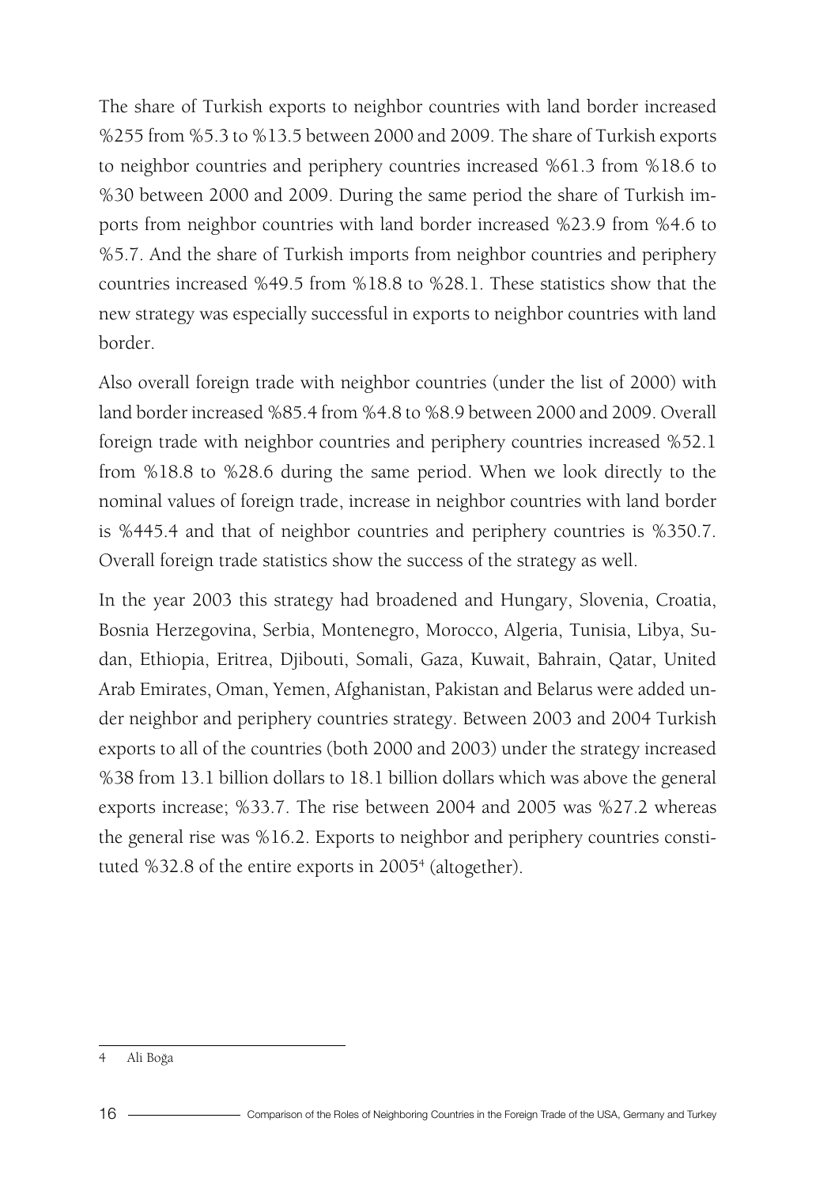The share of Turkish exports to neighbor countries with land border increased %255 from %5.3 to %13.5 between 2000 and 2009. The share of Turkish exports to neighbor countries and periphery countries increased %61.3 from %18.6 to %30 between 2000 and 2009. During the same period the share of Turkish imports from neighbor countries with land border increased %23.9 from %4.6 to %5.7. And the share of Turkish imports from neighbor countries and periphery countries increased %49.5 from %18.8 to %28.1. These statistics show that the new strategy was especially successful in exports to neighbor countries with land border.

Also overall foreign trade with neighbor countries (under the list of 2000) with land border increased %85.4 from %4.8 to %8.9 between 2000 and 2009. Overall foreign trade with neighbor countries and periphery countries increased %52.1 from %18.8 to %28.6 during the same period. When we look directly to the nominal values of foreign trade, increase in neighbor countries with land border is %445.4 and that of neighbor countries and periphery countries is %350.7. Overall foreign trade statistics show the success of the strategy as well.

In the year 2003 this strategy had broadened and Hungary, Slovenia, Croatia, Bosnia Herzegovina, Serbia, Montenegro, Morocco, Algeria, Tunisia, Libya, Sudan, Ethiopia, Eritrea, Djibouti, Somali, Gaza, Kuwait, Bahrain, Qatar, United Arab Emirates, Oman, Yemen, Afghanistan, Pakistan and Belarus were added under neighbor and periphery countries strategy. Between 2003 and 2004 Turkish exports to all of the countries (both 2000 and 2003) under the strategy increased %38 from 13.1 billion dollars to 18.1 billion dollars which was above the general exports increase; %33.7. The rise between 2004 and 2005 was %27.2 whereas the general rise was %16.2. Exports to neighbor and periphery countries constituted %32.8 of the entire exports in 2005[4] (altogether).

4 Ali Boğa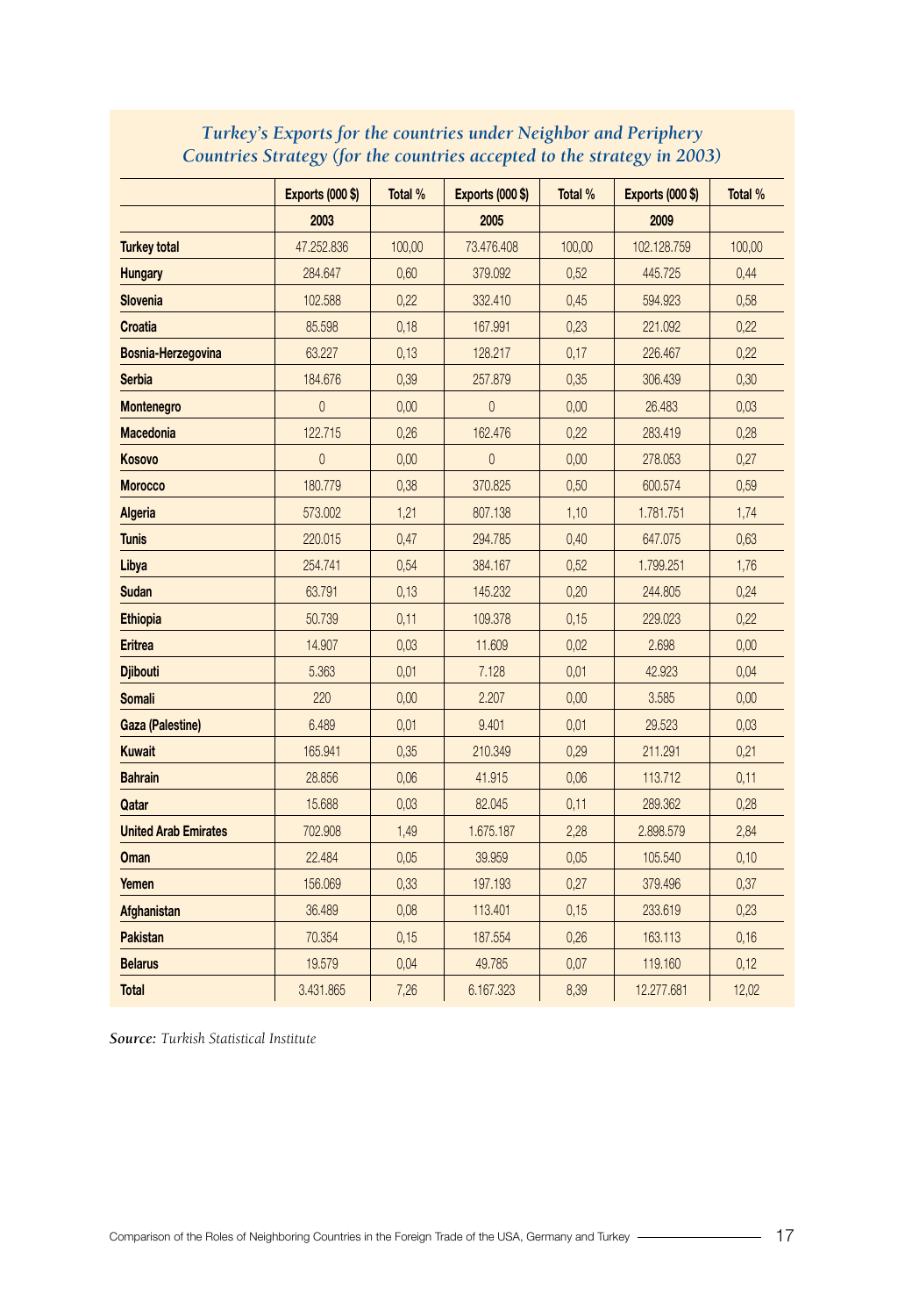*Turkey's Exports for the countries under Neighbor and Periphery Countries Strategy (for the countries accepted to the strategy in 2003)*

| | Exports (000 $) | Total % | Exports (000 $) | Total % | Exports (000 $) | Total % |
|---|---|---|---|---|---|---|
| | 2003 | | 2005 | | 2009 | |
| **Turkey total** | 47.252.836 | 100,00 | 73.476.408 | 100,00 | 102.128.759 | 100,00 |
| **Hungary** | 284.647 | 0,60 | 379.092 | 0,52 | 445.725 | 0,44 |
| **Slovenia** | 102.588 | 0,22 | 332.410 | 0,45 | 594.923 | 0,58 |
| **Croatia** | 85.598 | 0,18 | 167.991 | 0,23 | 221.092 | 0,22 |
| **Bosnia-Herzegovina** | 63.227 | 0,13 | 128.217 | 0,17 | 226.467 | 0,22 |
| **Serbia** | 184.676 | 0,39 | 257.879 | 0,35 | 306.439 | 0,30 |
| **Montenegro** | 0 | 0,00 | 0 | 0,00 | 26.483 | 0,03 |
| **Macedonia** | 122.715 | 0,26 | 162.476 | 0,22 | 283.419 | 0,28 |
| **Kosovo** | 0 | 0,00 | 0 | 0,00 | 278.053 | 0,27 |
| **Morocco** | 180.779 | 0,38 | 370.825 | 0,50 | 600.574 | 0,59 |
| **Algeria** | 573.002 | 1,21 | 807.138 | 1,10 | 1.781.751 | 1,74 |
| **Tunis** | 220.015 | 0,47 | 294.785 | 0,40 | 647.075 | 0,63 |
| **Libya** | 254.741 | 0,54 | 384.167 | 0,52 | 1.799.251 | 1,76 |
| **Sudan** | 63.791 | 0,13 | 145.232 | 0,20 | 244.805 | 0,24 |
| **Ethiopia** | 50.739 | 0,11 | 109.378 | 0,15 | 229.023 | 0,22 |
| **Eritrea** | 14.907 | 0,03 | 11.609 | 0,02 | 2.698 | 0,00 |
| **Djibouti** | 5.363 | 0,01 | 7.128 | 0,01 | 42.923 | 0,04 |
| **Somali** | 220 | 0,00 | 2.207 | 0,00 | 3.585 | 0,00 |
| **Gaza (Palestine)** | 6.489 | 0,01 | 9.401 | 0,01 | 29.523 | 0,03 |
| **Kuwait** | 165.941 | 0,35 | 210.349 | 0,29 | 211.291 | 0,21 |
| **Bahrain** | 28.856 | 0,06 | 41.915 | 0,06 | 113.712 | 0,11 |
| **Qatar** | 15.688 | 0,03 | 82.045 | 0,11 | 289.362 | 0,28 |
| **United Arab Emirates** | 702.908 | 1,49 | 1.675.187 | 2,28 | 2.898.579 | 2,84 |
| **Oman** | 22.484 | 0,05 | 39.959 | 0,05 | 105.540 | 0,10 |
| **Yemen** | 156.069 | 0,33 | 197.193 | 0,27 | 379.496 | 0,37 |
| **Afghanistan** | 36.489 | 0,08 | 113.401 | 0,15 | 233.619 | 0,23 |
| **Pakistan** | 70.354 | 0,15 | 187.554 | 0,26 | 163.113 | 0,16 |
| **Belarus** | 19.579 | 0,04 | 49.785 | 0,07 | 119.160 | 0,12 |
| **Total** | 3.431.865 | 7,26 | 6.167.323 | 8,39 | 12.277.681 | 12,02 |

***Source:*** *Turkish Statistical Institute*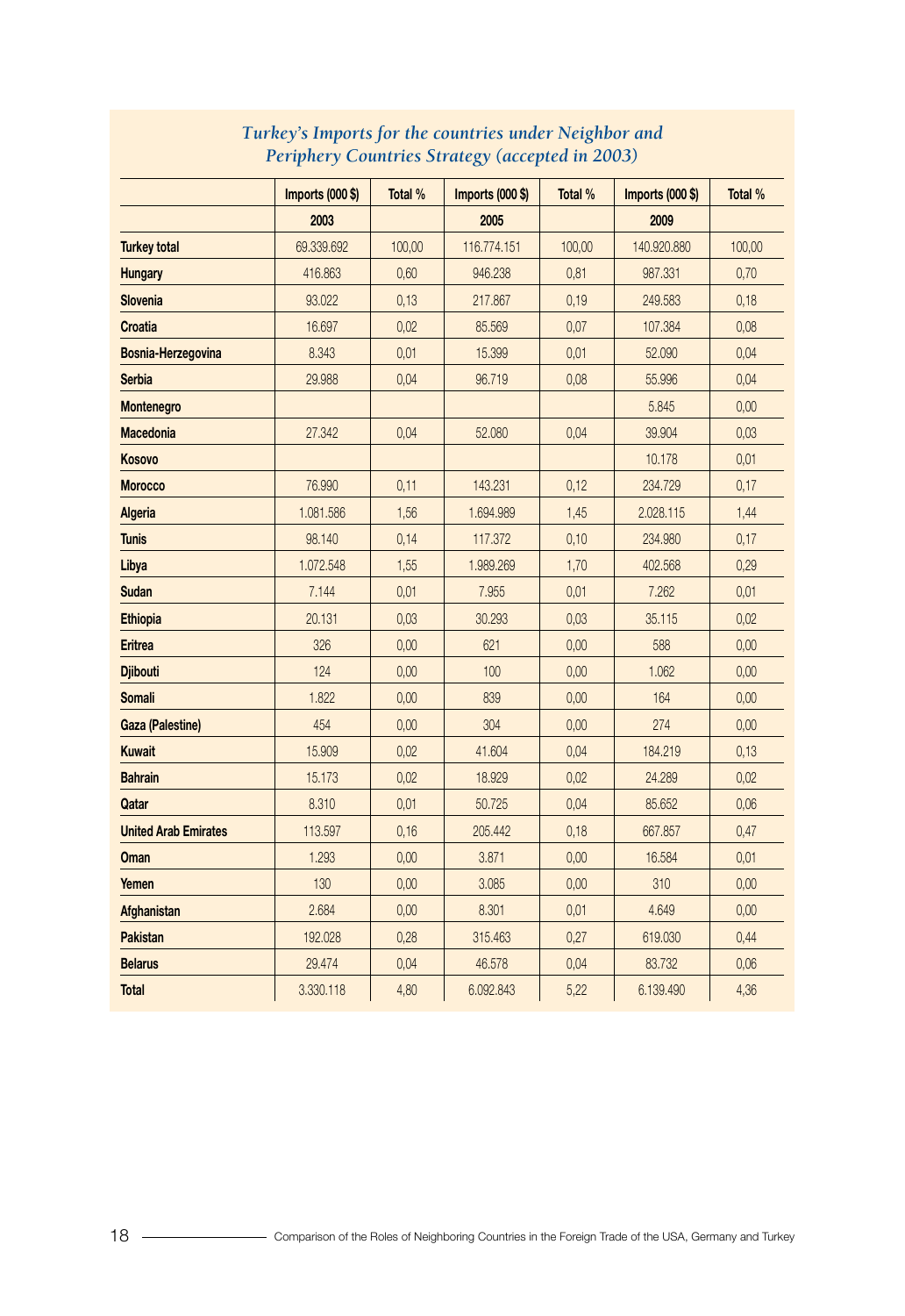*Turkey's Imports for the countries under Neighbor and Periphery Countries Strategy (accepted in 2003)*

| | Imports (000 $) | Total % | Imports (000 $) | Total % | Imports (000 $) | Total % |
|---|---|---|---|---|---|---|
| | 2003 | | 2005 | | 2009 | |
| **Turkey total** | 69.339.692 | 100,00 | 116.774.151 | 100,00 | 140.920.880 | 100,00 |
| **Hungary** | 416.863 | 0,60 | 946.238 | 0,81 | 987.331 | 0,70 |
| **Slovenia** | 93.022 | 0,13 | 217.867 | 0,19 | 249.583 | 0,18 |
| **Croatia** | 16.697 | 0,02 | 85.569 | 0,07 | 107.384 | 0,08 |
| **Bosnia-Herzegovina** | 8.343 | 0,01 | 15.399 | 0,01 | 52.090 | 0,04 |
| **Serbia** | 29.988 | 0,04 | 96.719 | 0,08 | 55.996 | 0,04 |
| **Montenegro** | | | | | 5.845 | 0,00 |
| **Macedonia** | 27.342 | 0,04 | 52.080 | 0,04 | 39.904 | 0,03 |
| **Kosovo** | | | | | 10.178 | 0,01 |
| **Morocco** | 76.990 | 0,11 | 143.231 | 0,12 | 234.729 | 0,17 |
| **Algeria** | 1.081.586 | 1,56 | 1.694.989 | 1,45 | 2.028.115 | 1,44 |
| **Tunis** | 98.140 | 0,14 | 117.372 | 0,10 | 234.980 | 0,17 |
| **Libya** | 1.072.548 | 1,55 | 1.989.269 | 1,70 | 402.568 | 0,29 |
| **Sudan** | 7.144 | 0,01 | 7.955 | 0,01 | 7.262 | 0,01 |
| **Ethiopia** | 20.131 | 0,03 | 30.293 | 0,03 | 35.115 | 0,02 |
| **Eritrea** | 326 | 0,00 | 621 | 0,00 | 588 | 0,00 |
| **Djibouti** | 124 | 0,00 | 100 | 0,00 | 1.062 | 0,00 |
| **Somali** | 1.822 | 0,00 | 839 | 0,00 | 164 | 0,00 |
| **Gaza (Palestine)** | 454 | 0,00 | 304 | 0,00 | 274 | 0,00 |
| **Kuwait** | 15.909 | 0,02 | 41.604 | 0,04 | 184.219 | 0,13 |
| **Bahrain** | 15.173 | 0,02 | 18.929 | 0,02 | 24.289 | 0,02 |
| **Qatar** | 8.310 | 0,01 | 50.725 | 0,04 | 85.652 | 0,06 |
| **United Arab Emirates** | 113.597 | 0,16 | 205.442 | 0,18 | 667.857 | 0,47 |
| **Oman** | 1.293 | 0,00 | 3.871 | 0,00 | 16.584 | 0,01 |
| **Yemen** | 130 | 0,00 | 3.085 | 0,00 | 310 | 0,00 |
| **Afghanistan** | 2.684 | 0,00 | 8.301 | 0,01 | 4.649 | 0,00 |
| **Pakistan** | 192.028 | 0,28 | 315.463 | 0,27 | 619.030 | 0,44 |
| **Belarus** | 29.474 | 0,04 | 46.578 | 0,04 | 83.732 | 0,06 |
| **Total** | 3.330.118 | 4,80 | 6.092.843 | 5,22 | 6.139.490 | 4,36 |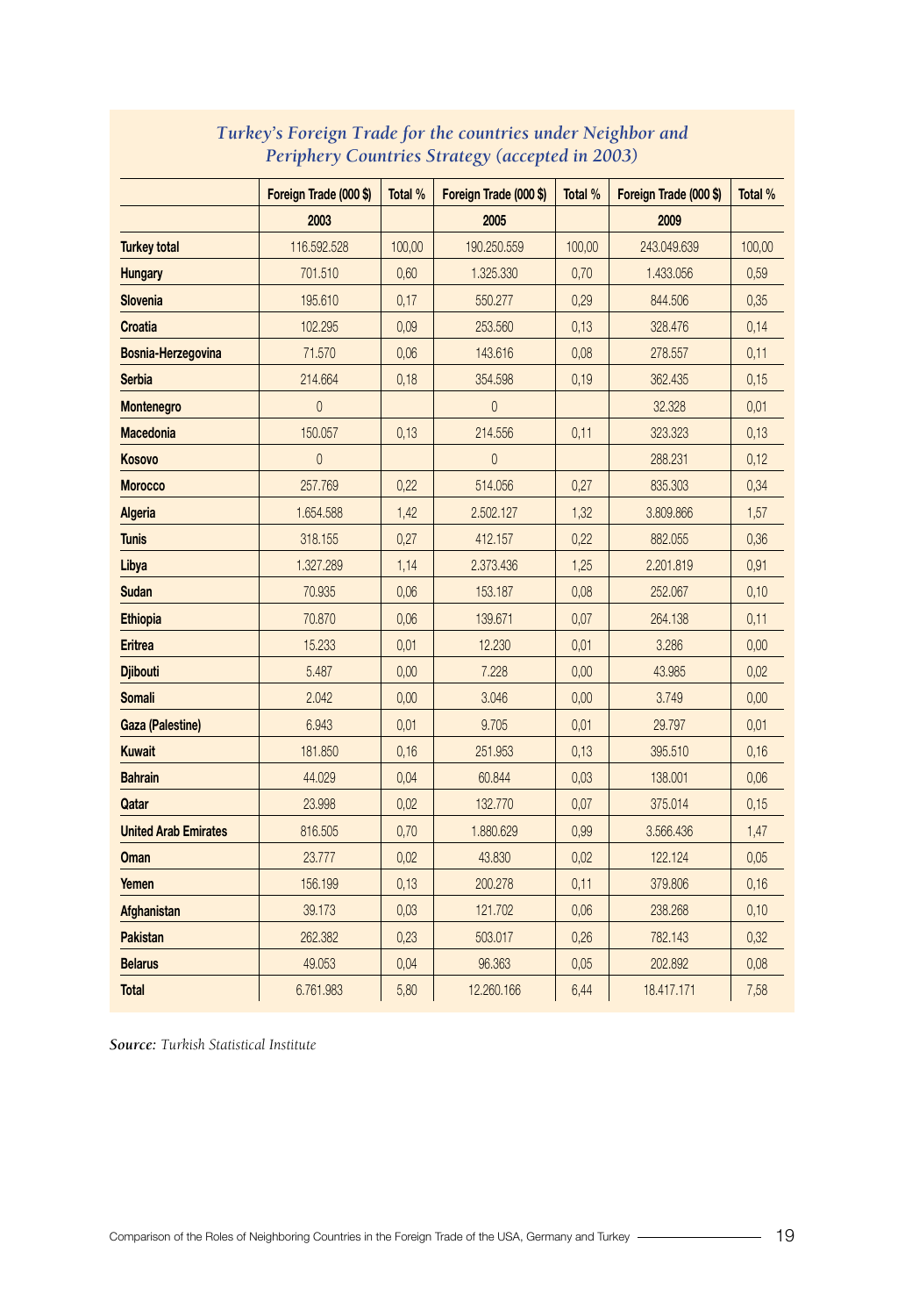### *Turkey's Foreign Trade for the countries under Neighbor and Periphery Countries Strategy (accepted in 2003)*

| | Foreign Trade (000 $) | Total % | Foreign Trade (000 $) | Total % | Foreign Trade (000 $) | Total % |
|---|---|---|---|---|---|---|
| | 2003 | | 2005 | | 2009 | |
| **Turkey total** | 116.592.528 | 100,00 | 190.250.559 | 100,00 | 243.049.639 | 100,00 |
| **Hungary** | 701.510 | 0,60 | 1.325.330 | 0,70 | 1.433.056 | 0,59 |
| **Slovenia** | 195.610 | 0,17 | 550.277 | 0,29 | 844.506 | 0,35 |
| **Croatia** | 102.295 | 0,09 | 253.560 | 0,13 | 328.476 | 0,14 |
| **Bosnia-Herzegovina** | 71.570 | 0,06 | 143.616 | 0,08 | 278.557 | 0,11 |
| **Serbia** | 214.664 | 0,18 | 354.598 | 0,19 | 362.435 | 0,15 |
| **Montenegro** | 0 | | 0 | | 32.328 | 0,01 |
| **Macedonia** | 150.057 | 0,13 | 214.556 | 0,11 | 323.323 | 0,13 |
| **Kosovo** | 0 | | 0 | | 288.231 | 0,12 |
| **Morocco** | 257.769 | 0,22 | 514.056 | 0,27 | 835.303 | 0,34 |
| **Algeria** | 1.654.588 | 1,42 | 2.502.127 | 1,32 | 3.809.866 | 1,57 |
| **Tunis** | 318.155 | 0,27 | 412.157 | 0,22 | 882.055 | 0,36 |
| **Libya** | 1.327.289 | 1,14 | 2.373.436 | 1,25 | 2.201.819 | 0,91 |
| **Sudan** | 70.935 | 0,06 | 153.187 | 0,08 | 252.067 | 0,10 |
| **Ethiopia** | 70.870 | 0,06 | 139.671 | 0,07 | 264.138 | 0,11 |
| **Eritrea** | 15.233 | 0,01 | 12.230 | 0,01 | 3.286 | 0,00 |
| **Djibouti** | 5.487 | 0,00 | 7.228 | 0,00 | 43.985 | 0,02 |
| **Somali** | 2.042 | 0,00 | 3.046 | 0,00 | 3.749 | 0,00 |
| **Gaza (Palestine)** | 6.943 | 0,01 | 9.705 | 0,01 | 29.797 | 0,01 |
| **Kuwait** | 181.850 | 0,16 | 251.953 | 0,13 | 395.510 | 0,16 |
| **Bahrain** | 44.029 | 0,04 | 60.844 | 0,03 | 138.001 | 0,06 |
| **Qatar** | 23.998 | 0,02 | 132.770 | 0,07 | 375.014 | 0,15 |
| **United Arab Emirates** | 816.505 | 0,70 | 1.880.629 | 0,99 | 3.566.436 | 1,47 |
| **Oman** | 23.777 | 0,02 | 43.830 | 0,02 | 122.124 | 0,05 |
| **Yemen** | 156.199 | 0,13 | 200.278 | 0,11 | 379.806 | 0,16 |
| **Afghanistan** | 39.173 | 0,03 | 121.702 | 0,06 | 238.268 | 0,10 |
| **Pakistan** | 262.382 | 0,23 | 503.017 | 0,26 | 782.143 | 0,32 |
| **Belarus** | 49.053 | 0,04 | 96.363 | 0,05 | 202.892 | 0,08 |
| **Total** | 6.761.983 | 5,80 | 12.260.166 | 6,44 | 18.417.171 | 7,58 |

***Source:*** *Turkish Statistical Institute*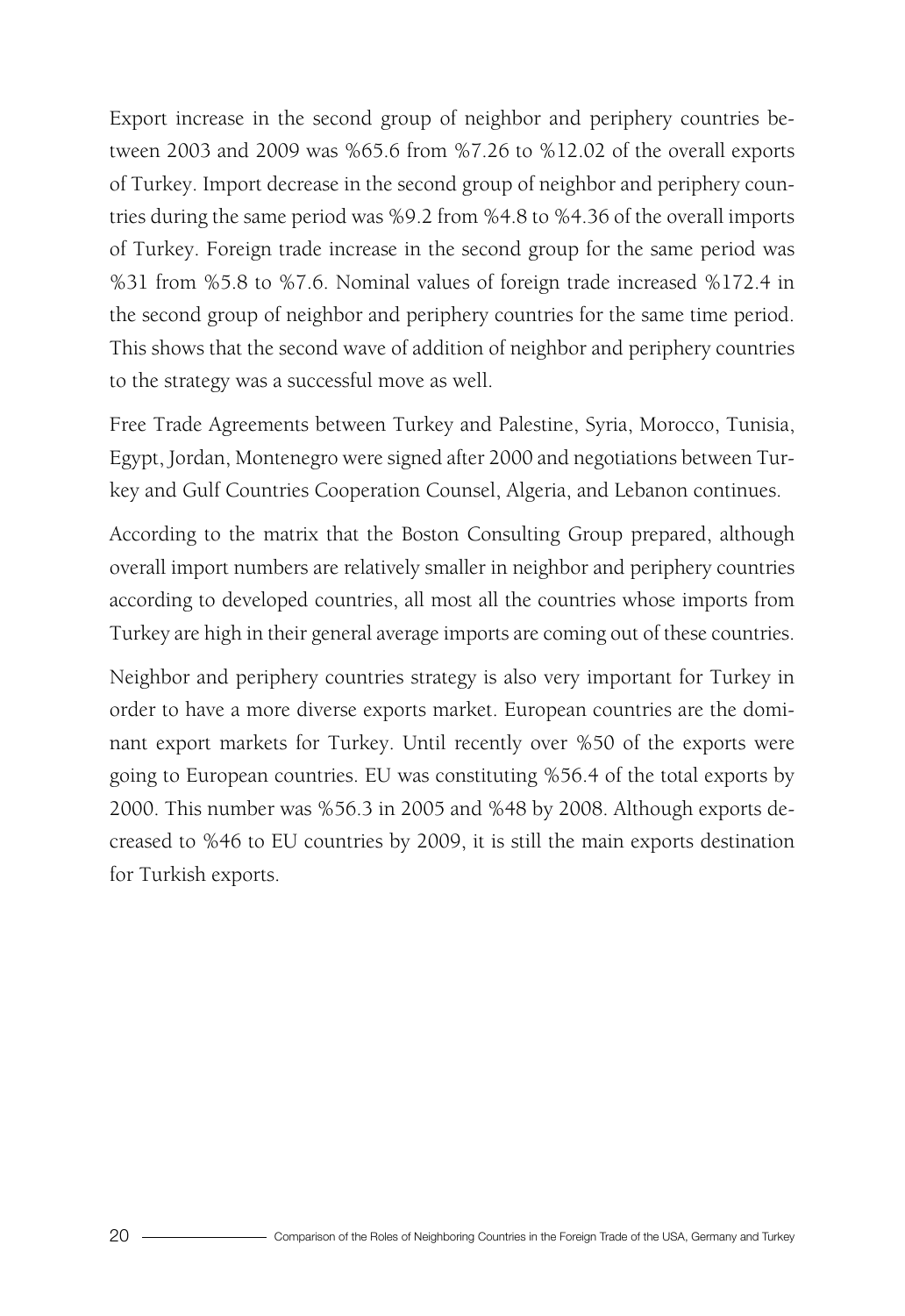Export increase in the second group of neighbor and periphery countries between 2003 and 2009 was %65.6 from %7.26 to %12.02 of the overall exports of Turkey. Import decrease in the second group of neighbor and periphery countries during the same period was %9.2 from %4.8 to %4.36 of the overall imports of Turkey. Foreign trade increase in the second group for the same period was %31 from %5.8 to %7.6. Nominal values of foreign trade increased %172.4 in the second group of neighbor and periphery countries for the same time period. This shows that the second wave of addition of neighbor and periphery countries to the strategy was a successful move as well.

Free Trade Agreements between Turkey and Palestine, Syria, Morocco, Tunisia, Egypt, Jordan, Montenegro were signed after 2000 and negotiations between Turkey and Gulf Countries Cooperation Counsel, Algeria, and Lebanon continues.

According to the matrix that the Boston Consulting Group prepared, although overall import numbers are relatively smaller in neighbor and periphery countries according to developed countries, all most all the countries whose imports from Turkey are high in their general average imports are coming out of these countries.

Neighbor and periphery countries strategy is also very important for Turkey in order to have a more diverse exports market. European countries are the dominant export markets for Turkey. Until recently over %50 of the exports were going to European countries. EU was constituting %56.4 of the total exports by 2000. This number was %56.3 in 2005 and %48 by 2008. Although exports decreased to %46 to EU countries by 2009, it is still the main exports destination for Turkish exports.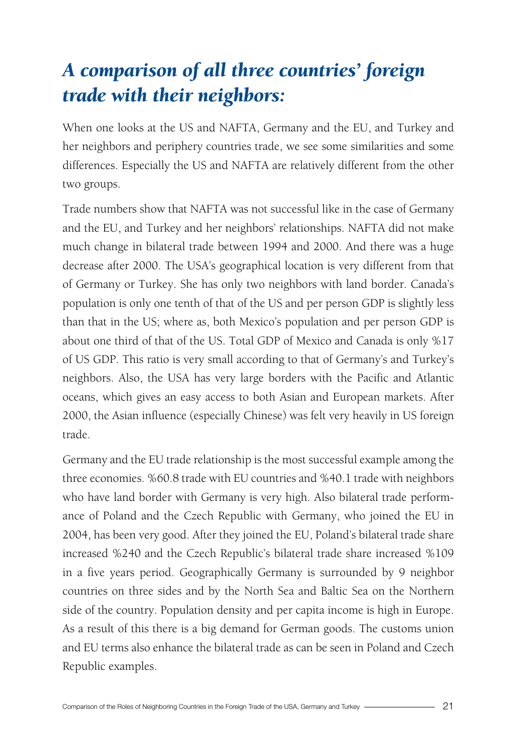## *A comparison of all three countries' foreign trade with their neighbors:*

When one looks at the US and NAFTA, Germany and the EU, and Turkey and her neighbors and periphery countries trade, we see some similarities and some differences. Especially the US and NAFTA are relatively different from the other two groups.

Trade numbers show that NAFTA was not successful like in the case of Germany and the EU, and Turkey and her neighbors' relationships. NAFTA did not make much change in bilateral trade between 1994 and 2000. And there was a huge decrease after 2000. The USA's geographical location is very different from that of Germany or Turkey. She has only two neighbors with land border. Canada's population is only one tenth of that of the US and per person GDP is slightly less than that in the US; where as, both Mexico's population and per person GDP is about one third of that of the US. Total GDP of Mexico and Canada is only %17 of US GDP. This ratio is very small according to that of Germany's and Turkey's neighbors. Also, the USA has very large borders with the Pacific and Atlantic oceans, which gives an easy access to both Asian and European markets. After 2000, the Asian influence (especially Chinese) was felt very heavily in US foreign trade.

Germany and the EU trade relationship is the most successful example among the three economies. %60.8 trade with EU countries and %40.1 trade with neighbors who have land border with Germany is very high. Also bilateral trade performance of Poland and the Czech Republic with Germany, who joined the EU in 2004, has been very good. After they joined the EU, Poland's bilateral trade share increased %240 and the Czech Republic's bilateral trade share increased %109 in a five years period. Geographically Germany is surrounded by 9 neighbor countries on three sides and by the North Sea and Baltic Sea on the Northern side of the country. Population density and per capita income is high in Europe. As a result of this there is a big demand for German goods. The customs union and EU terms also enhance the bilateral trade as can be seen in Poland and Czech Republic examples.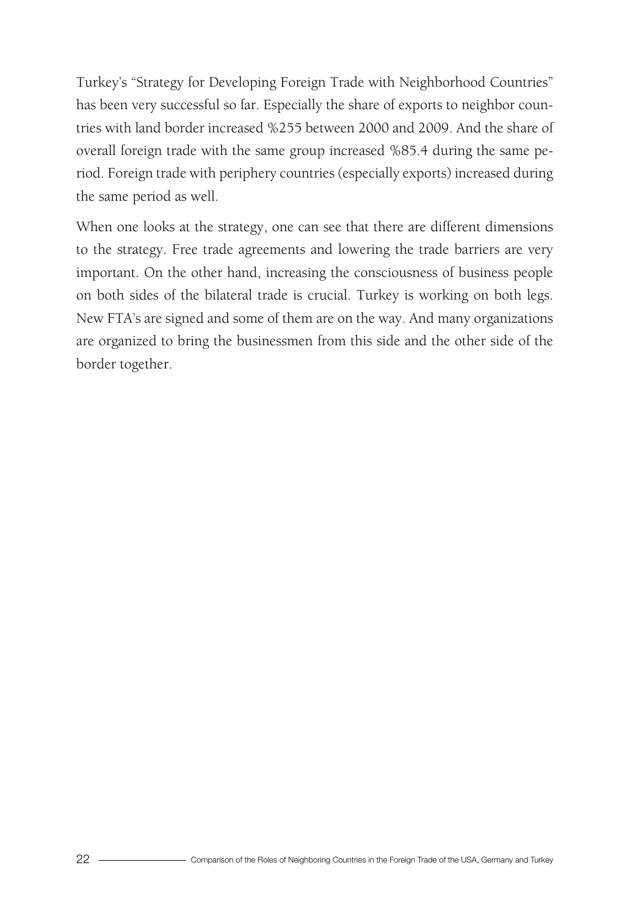Turkey's "Strategy for Developing Foreign Trade with Neighborhood Countries" has been very successful so far. Especially the share of exports to neighbor countries with land border increased %255 between 2000 and 2009. And the share of overall foreign trade with the same group increased %85.4 during the same period. Foreign trade with periphery countries (especially exports) increased during the same period as well.

When one looks at the strategy, one can see that there are different dimensions to the strategy. Free trade agreements and lowering the trade barriers are very important. On the other hand, increasing the consciousness of business people on both sides of the bilateral trade is crucial. Turkey is working on both legs. New FTA's are signed and some of them are on the way. And many organizations are organized to bring the businessmen from this side and the other side of the border together.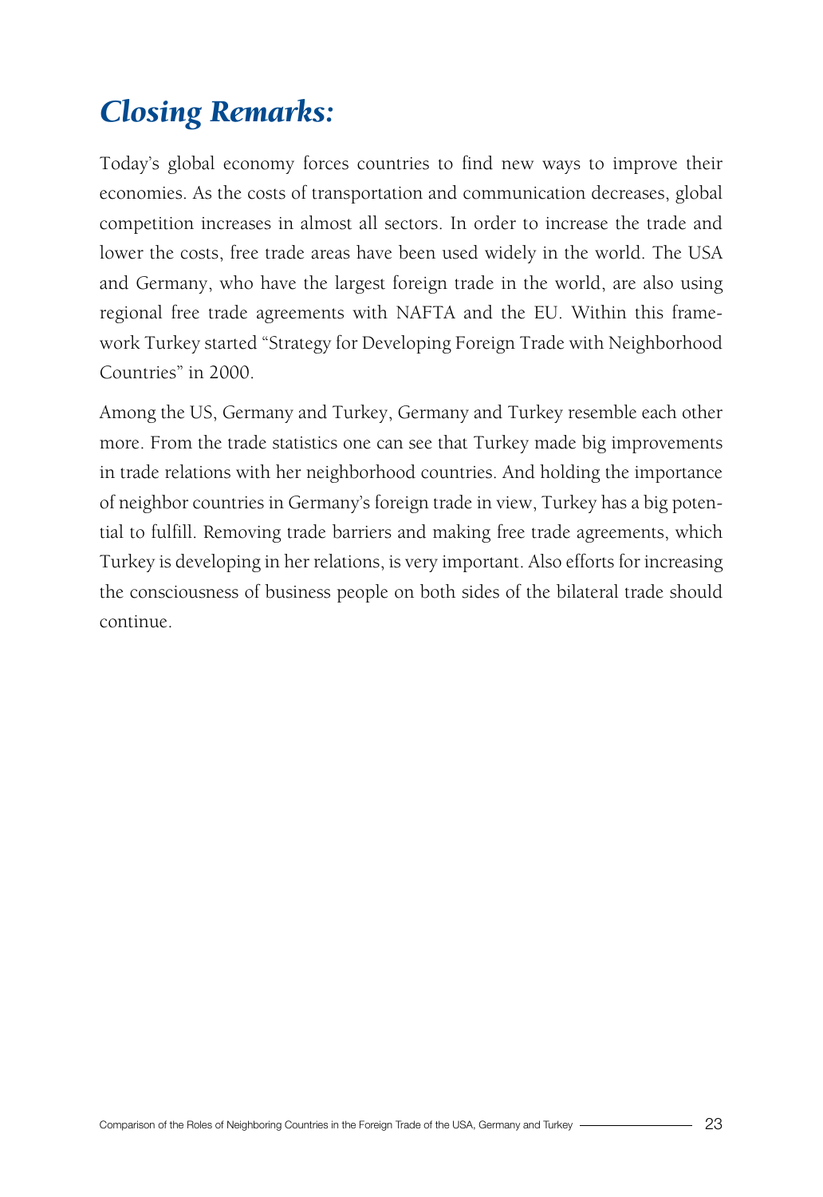## *Closing Remarks:*

Today's global economy forces countries to find new ways to improve their economies. As the costs of transportation and communication decreases, global competition increases in almost all sectors. In order to increase the trade and lower the costs, free trade areas have been used widely in the world. The USA and Germany, who have the largest foreign trade in the world, are also using regional free trade agreements with NAFTA and the EU. Within this framework Turkey started "Strategy for Developing Foreign Trade with Neighborhood Countries" in 2000.

Among the US, Germany and Turkey, Germany and Turkey resemble each other more. From the trade statistics one can see that Turkey made big improvements in trade relations with her neighborhood countries. And holding the importance of neighbor countries in Germany's foreign trade in view, Turkey has a big potential to fulfill. Removing trade barriers and making free trade agreements, which Turkey is developing in her relations, is very important. Also efforts for increasing the consciousness of business people on both sides of the bilateral trade should continue.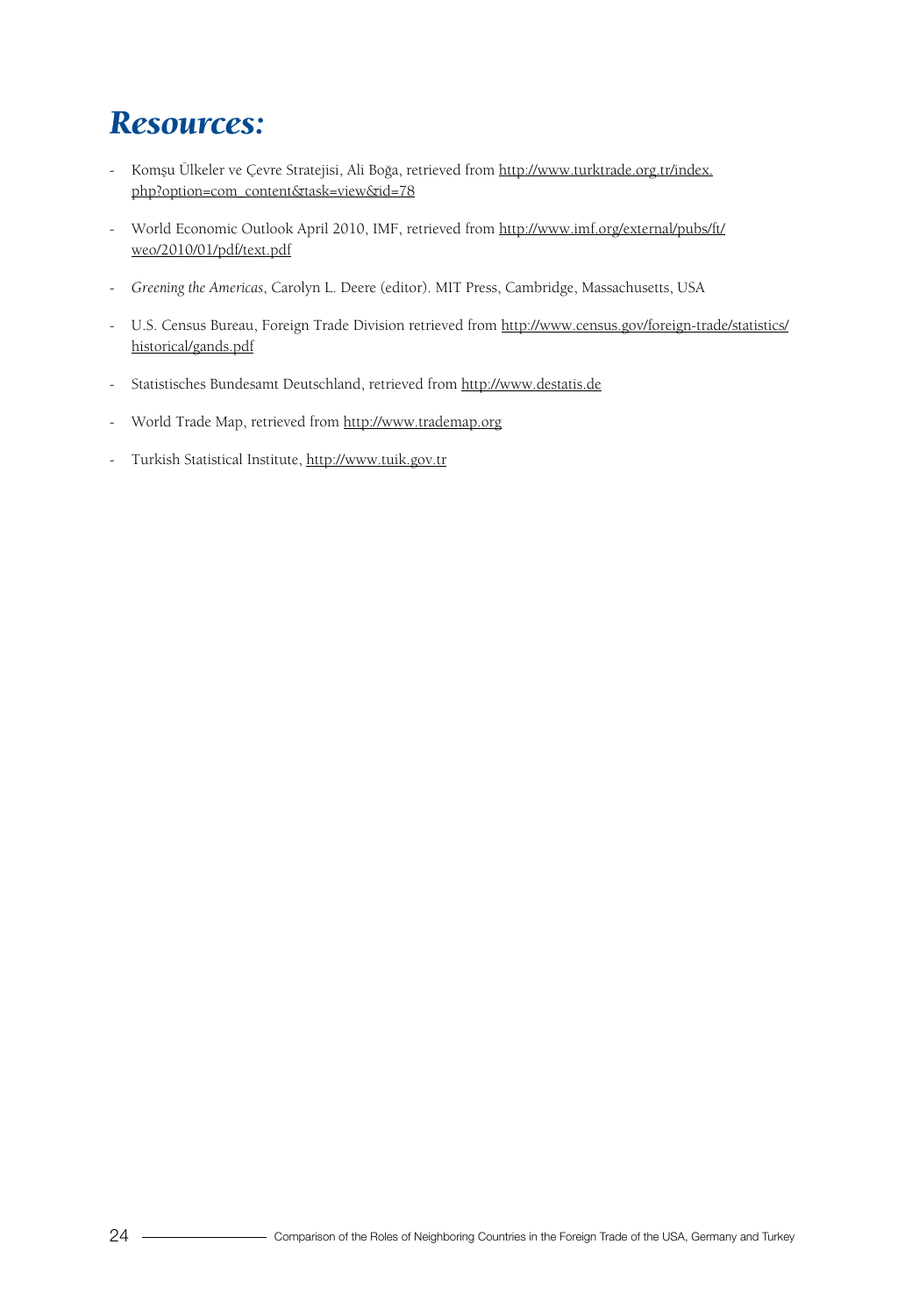# Resources:

- Komşu Ülkeler ve Çevre Stratejisi, Ali Boğa, retrieved from http://www.turktrade.org.tr/index.php?option=com_content&task=view&id=78
- World Economic Outlook April 2010, IMF, retrieved from http://www.imf.org/external/pubs/ft/weo/2010/01/pdf/text.pdf
- *Greening the Americas*, Carolyn L. Deere (editor). MIT Press, Cambridge, Massachusetts, USA
- U.S. Census Bureau, Foreign Trade Division retrieved from http://www.census.gov/foreign-trade/statistics/historical/gands.pdf
- Statistisches Bundesamt Deutschland, retrieved from http://www.destatis.de
- World Trade Map, retrieved from http://www.trademap.org
- Turkish Statistical Institute, http://www.tuik.gov.tr